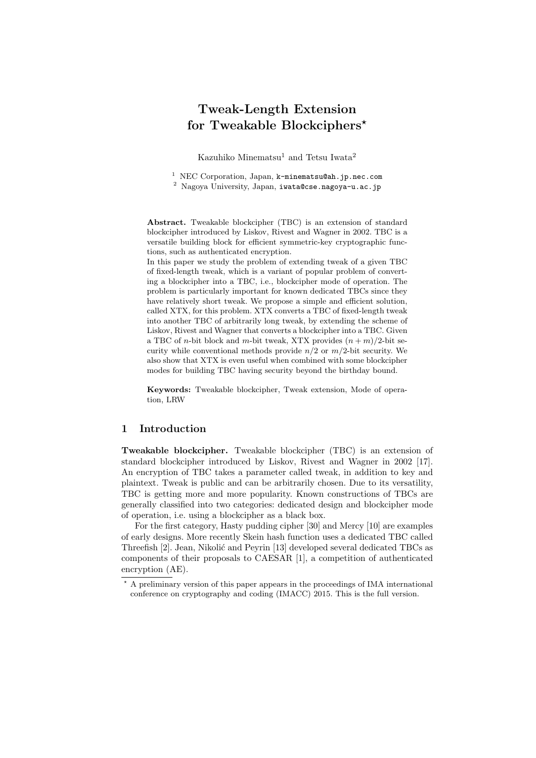# Tweak-Length Extension for Tweakable Blockciphers*

Kazuhiko Minematsu[1] and Tetsu Iwata[2]

[1] NEC Corporation, Japan, k-minematsu@ah.jp.nec.com
[2] Nagoya University, Japan, iwata@cse.nagoya-u.ac.jp

**Abstract.** Tweakable blockcipher (TBC) is an extension of standard blockcipher introduced by Liskov, Rivest and Wagner in 2002. TBC is a versatile building block for efficient symmetric-key cryptographic functions, such as authenticated encryption.
In this paper we study the problem of extending tweak of a given TBC of fixed-length tweak, which is a variant of popular problem of converting a blockcipher into a TBC, i.e., blockcipher mode of operation. The problem is particularly important for known dedicated TBCs since they have relatively short tweak. We propose a simple and efficient solution, called XTX, for this problem. XTX converts a TBC of fixed-length tweak into another TBC of arbitrarily long tweak, by extending the scheme of Liskov, Rivest and Wagner that converts a blockcipher into a TBC. Given a TBC of $n$-bit block and $m$-bit tweak, XTX provides $(n+m)/2$-bit security while conventional methods provide $n/2$ or $m/2$-bit security. We also show that XTX is even useful when combined with some blockcipher modes for building TBC having security beyond the birthday bound.

**Keywords:** Tweakable blockcipher, Tweak extension, Mode of operation, LRW

## 1 Introduction

**Tweakable blockcipher.** Tweakable blockcipher (TBC) is an extension of standard blockcipher introduced by Liskov, Rivest and Wagner in 2002 [17]. An encryption of TBC takes a parameter called tweak, in addition to key and plaintext. Tweak is public and can be arbitrarily chosen. Due to its versatility, TBC is getting more and more popularity. Known constructions of TBCs are generally classified into two categories: dedicated design and blockcipher mode of operation, i.e. using a blockcipher as a black box.

For the first category, Hasty pudding cipher [30] and Mercy [10] are examples of early designs. More recently Skein hash function uses a dedicated TBC called Threefish [2]. Jean, Nikolić and Peyrin [13] developed several dedicated TBCs as components of their proposals to CAESAR [1], a competition of authenticated encryption (AE).

* A preliminary version of this paper appears in the proceedings of IMA international conference on cryptography and coding (IMACC) 2015. This is the full version.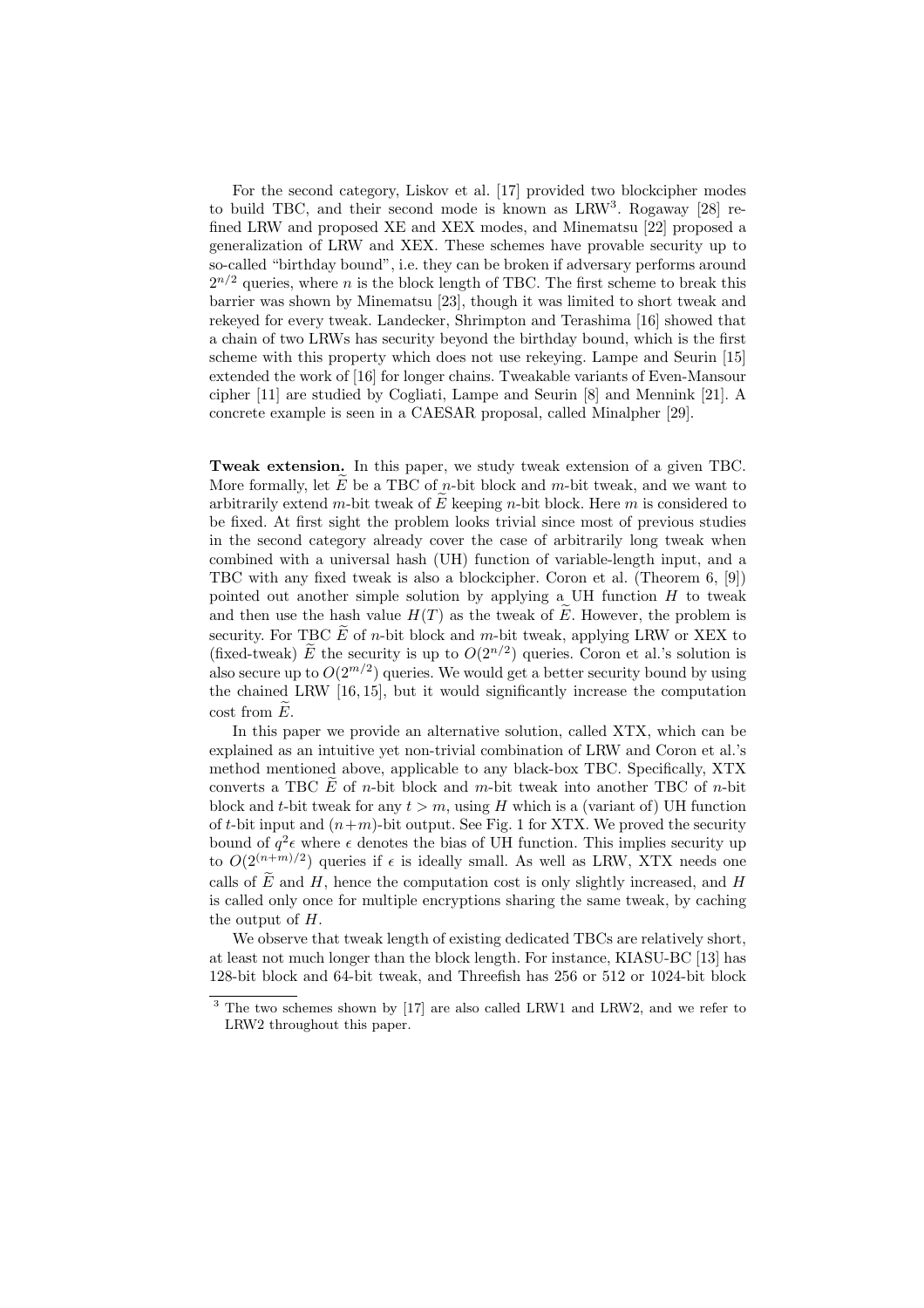For the second category, Liskov et al. [17] provided two blockcipher modes to build TBC, and their second mode is known as LRW[3]. Rogaway [28] refined LRW and proposed XE and XEX modes, and Minematsu [22] proposed a generalization of LRW and XEX. These schemes have provable security up to so-called "birthday bound", i.e. they can be broken if adversary performs around $2^{n/2}$ queries, where $n$ is the block length of TBC. The first scheme to break this barrier was shown by Minematsu [23], though it was limited to short tweak and rekeyed for every tweak. Landecker, Shrimpton and Terashima [16] showed that a chain of two LRWs has security beyond the birthday bound, which is the first scheme with this property which does not use rekeying. Lampe and Seurin [15] extended the work of [16] for longer chains. Tweakable variants of Even-Mansour cipher [11] are studied by Cogliati, Lampe and Seurin [8] and Mennink [21]. A concrete example is seen in a CAESAR proposal, called Minalpher [29].

**Tweak extension.** In this paper, we study tweak extension of a given TBC. More formally, let $\widetilde{E}$ be a TBC of $n$-bit block and $m$-bit tweak, and we want to arbitrarily extend $m$-bit tweak of $\widetilde{E}$ keeping $n$-bit block. Here $m$ is considered to be fixed. At first sight the problem looks trivial since most of previous studies in the second category already cover the case of arbitrarily long tweak when combined with a universal hash (UH) function of variable-length input, and a TBC with any fixed tweak is also a blockcipher. Coron et al. (Theorem 6, [9]) pointed out another simple solution by applying a UH function $H$ to tweak and then use the hash value $H(T)$ as the tweak of $\widetilde{E}$. However, the problem is security. For TBC $\widetilde{E}$ of $n$-bit block and $m$-bit tweak, applying LRW or XEX to (fixed-tweak) $\widetilde{E}$ the security is up to $O(2^{n/2})$ queries. Coron et al.'s solution is also secure up to $O(2^{m/2})$ queries. We would get a better security bound by using the chained LRW [16, 15], but it would significantly increase the computation cost from $\widetilde{E}$.

In this paper we provide an alternative solution, called XTX, which can be explained as an intuitive yet non-trivial combination of LRW and Coron et al.'s method mentioned above, applicable to any black-box TBC. Specifically, XTX converts a TBC $\widetilde{E}$ of $n$-bit block and $m$-bit tweak into another TBC of $n$-bit block and $t$-bit tweak for any $t > m$, using $H$ which is a (variant of) UH function of $t$-bit input and $(n+m)$-bit output. See Fig. 1 for XTX. We proved the security bound of $q^2\epsilon$ where $\epsilon$ denotes the bias of UH function. This implies security up to $O(2^{(n+m)/2})$ queries if $\epsilon$ is ideally small. As well as LRW, XTX needs one calls of $\widetilde{E}$ and $H$, hence the computation cost is only slightly increased, and $H$ is called only once for multiple encryptions sharing the same tweak, by caching the output of $H$.

We observe that tweak length of existing dedicated TBCs are relatively short, at least not much longer than the block length. For instance, KIASU-BC [13] has 128-bit block and 64-bit tweak, and Threefish has 256 or 512 or 1024-bit block

[3] The two schemes shown by [17] are also called LRW1 and LRW2, and we refer to LRW2 throughout this paper.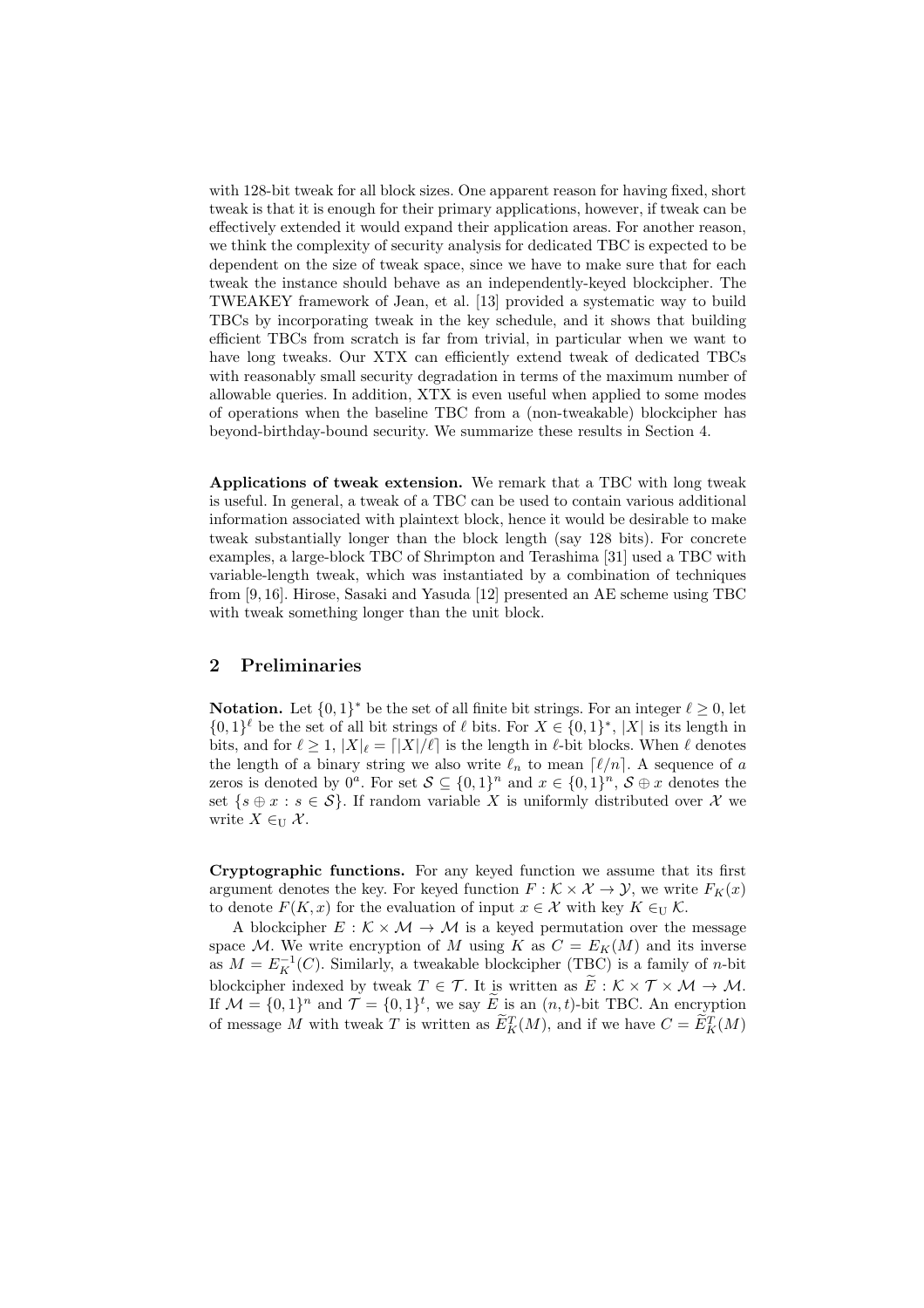with 128-bit tweak for all block sizes. One apparent reason for having fixed, short tweak is that it is enough for their primary applications, however, if tweak can be effectively extended it would expand their application areas. For another reason, we think the complexity of security analysis for dedicated TBC is expected to be dependent on the size of tweak space, since we have to make sure that for each tweak the instance should behave as an independently-keyed blockcipher. The TWEAKEY framework of Jean, et al. [13] provided a systematic way to build TBCs by incorporating tweak in the key schedule, and it shows that building efficient TBCs from scratch is far from trivial, in particular when we want to have long tweaks. Our XTX can efficiently extend tweak of dedicated TBCs with reasonably small security degradation in terms of the maximum number of allowable queries. In addition, XTX is even useful when applied to some modes of operations when the baseline TBC from a (non-tweakable) blockcipher has beyond-birthday-bound security. We summarize these results in Section 4.

**Applications of tweak extension.** We remark that a TBC with long tweak is useful. In general, a tweak of a TBC can be used to contain various additional information associated with plaintext block, hence it would be desirable to make tweak substantially longer than the block length (say 128 bits). For concrete examples, a large-block TBC of Shrimpton and Terashima [31] used a TBC with variable-length tweak, which was instantiated by a combination of techniques from [9, 16]. Hirose, Sasaki and Yasuda [12] presented an AE scheme using TBC with tweak something longer than the unit block.

## 2 Preliminaries

**Notation.** Let $\{0,1\}^*$ be the set of all finite bit strings. For an integer $\ell \geq 0$, let $\{0,1\}^\ell$ be the set of all bit strings of $\ell$ bits. For $X \in \{0,1\}^*$, $|X|$ is its length in bits, and for $\ell \geq 1$, $|X|_\ell = \lceil |X|/\ell \rceil$ is the length in $\ell$-bit blocks. When $\ell$ denotes the length of a binary string we also write $\ell_n$ to mean $\lceil \ell/n \rceil$. A sequence of $a$ zeros is denoted by $0^a$. For set $\mathcal{S} \subseteq \{0,1\}^n$ and $x \in \{0,1\}^n$, $\mathcal{S} \oplus x$ denotes the set $\{s \oplus x : s \in \mathcal{S}\}$. If random variable $X$ is uniformly distributed over $\mathcal{X}$ we write $X \in_{\mathrm{U}} \mathcal{X}$.

**Cryptographic functions.** For any keyed function we assume that its first argument denotes the key. For keyed function $F : \mathcal{K} \times \mathcal{X} \to \mathcal{Y}$, we write $F_K(x)$ to denote $F(K, x)$ for the evaluation of input $x \in \mathcal{X}$ with key $K \in_{\mathrm{U}} \mathcal{K}$.

A blockcipher $E : \mathcal{K} \times \mathcal{M} \to \mathcal{M}$ is a keyed permutation over the message space $\mathcal{M}$. We write encryption of $M$ using $K$ as $C = E_K(M)$ and its inverse as $M = E_K^{-1}(C)$. Similarly, a tweakable blockcipher (TBC) is a family of $n$-bit blockcipher indexed by tweak $T \in \mathcal{T}$. It is written as $\widetilde{E} : \mathcal{K} \times \mathcal{T} \times \mathcal{M} \to \mathcal{M}$. If $\mathcal{M} = \{0,1\}^n$ and $\mathcal{T} = \{0,1\}^t$, we say $\widetilde{E}$ is an $(n,t)$-bit TBC. An encryption of message $M$ with tweak $T$ is written as $\widetilde{E}_K^T(M)$, and if we have $C = \widetilde{E}_K^T(M)$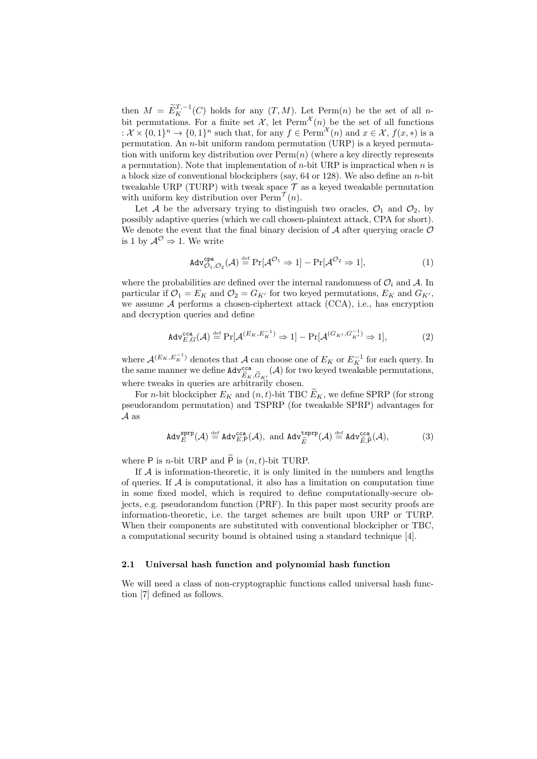then $M = \widetilde{E}_K^{T,-1}(C)$ holds for any $(T, M)$. Let $\mathrm{Perm}(n)$ be the set of all $n$-bit permutations. For a finite set $\mathcal{X}$, let $\mathrm{Perm}^{\mathcal{X}}(n)$ be the set of all functions $: \mathcal{X} \times \{0,1\}^n \rightarrow \{0,1\}^n$ such that, for any $f \in \mathrm{Perm}^{\mathcal{X}}(n)$ and $x \in \mathcal{X}$, $f(x, *)$ is a permutation. An $n$-bit uniform random permutation (URP) is a keyed permutation with uniform key distribution over $\mathrm{Perm}(n)$ (where a key directly represents a permutation). Note that implementation of $n$-bit URP is impractical when $n$ is a block size of conventional blockciphers (say, 64 or 128). We also define an $n$-bit tweakable URP (TURP) with tweak space $\mathcal{T}$ as a keyed tweakable permutation with uniform key distribution over $\mathrm{Perm}^{\mathcal{T}}(n)$.

Let $\mathcal{A}$ be the adversary trying to distinguish two oracles, $\mathcal{O}_1$ and $\mathcal{O}_2$, by possibly adaptive queries (which we call chosen-plaintext attack, CPA for short). We denote the event that the final binary decision of $\mathcal{A}$ after querying oracle $\mathcal{O}$ is 1 by $\mathcal{A}^{\mathcal{O}} \Rightarrow 1$. We write

$$\mathtt{Adv}^{\mathtt{cpa}}_{\mathcal{O}_1,\mathcal{O}_2}(\mathcal{A}) \stackrel{\mathrm{def}}{=} \Pr[\mathcal{A}^{\mathcal{O}_1} \Rightarrow 1] - \Pr[\mathcal{A}^{\mathcal{O}_2} \Rightarrow 1], \tag{1}$$

where the probabilities are defined over the internal randomness of $\mathcal{O}_i$ and $\mathcal{A}$. In particular if $\mathcal{O}_1 = E_K$ and $\mathcal{O}_2 = G_{K'}$ for two keyed permutations, $E_K$ and $G_{K'}$, we assume $\mathcal{A}$ performs a chosen-ciphertext attack (CCA), i.e., has encryption and decryption queries and define

$$\mathtt{Adv}^{\mathtt{cca}}_{E,G}(\mathcal{A}) \stackrel{\mathrm{def}}{=} \Pr[\mathcal{A}^{(E_K,E_K^{-1})} \Rightarrow 1] - \Pr[\mathcal{A}^{(G_{K'},G_{K'}^{-1})} \Rightarrow 1], \tag{2}$$

where $\mathcal{A}^{(E_K,E_K^{-1})}$ denotes that $\mathcal{A}$ can choose one of $E_K$ or $E_K^{-1}$ for each query. In the same manner we define $\mathtt{Adv}^{\mathtt{cca}}_{\widetilde{E}_K,\widetilde{G}_{K'}}(\mathcal{A})$ for two keyed tweakable permutations, where tweaks in queries are arbitrarily chosen.

For $n$-bit blockcipher $E_K$ and $(n,t)$-bit TBC $\widetilde{E}_K$, we define SPRP (for strong pseudorandom permutation) and TSPRP (for tweakable SPRP) advantages for $\mathcal{A}$ as

$$\mathtt{Adv}^{\mathtt{sprp}}_{E}(\mathcal{A}) \stackrel{\mathrm{def}}{=} \mathtt{Adv}^{\mathtt{cca}}_{E,\mathsf{P}}(\mathcal{A}), \text{ and } \mathtt{Adv}^{\mathtt{tsprp}}_{\widetilde{E}}(\mathcal{A}) \stackrel{\mathrm{def}}{=} \mathtt{Adv}^{\mathtt{cca}}_{\widetilde{E},\widetilde{\mathsf{P}}}(\mathcal{A}), \tag{3}$$

where $\mathsf{P}$ is $n$-bit URP and $\widetilde{\mathsf{P}}$ is $(n,t)$-bit TURP.

If $\mathcal{A}$ is information-theoretic, it is only limited in the numbers and lengths of queries. If $\mathcal{A}$ is computational, it also has a limitation on computation time in some fixed model, which is required to define computationally-secure objects, e.g. pseudorandom function (PRF). In this paper most security proofs are information-theoretic, i.e. the target schemes are built upon URP or TURP. When their components are substituted with conventional blockcipher or TBC, a computational security bound is obtained using a standard technique [4].

### 2.1 Universal hash function and polynomial hash function

We will need a class of non-cryptographic functions called universal hash function [7] defined as follows.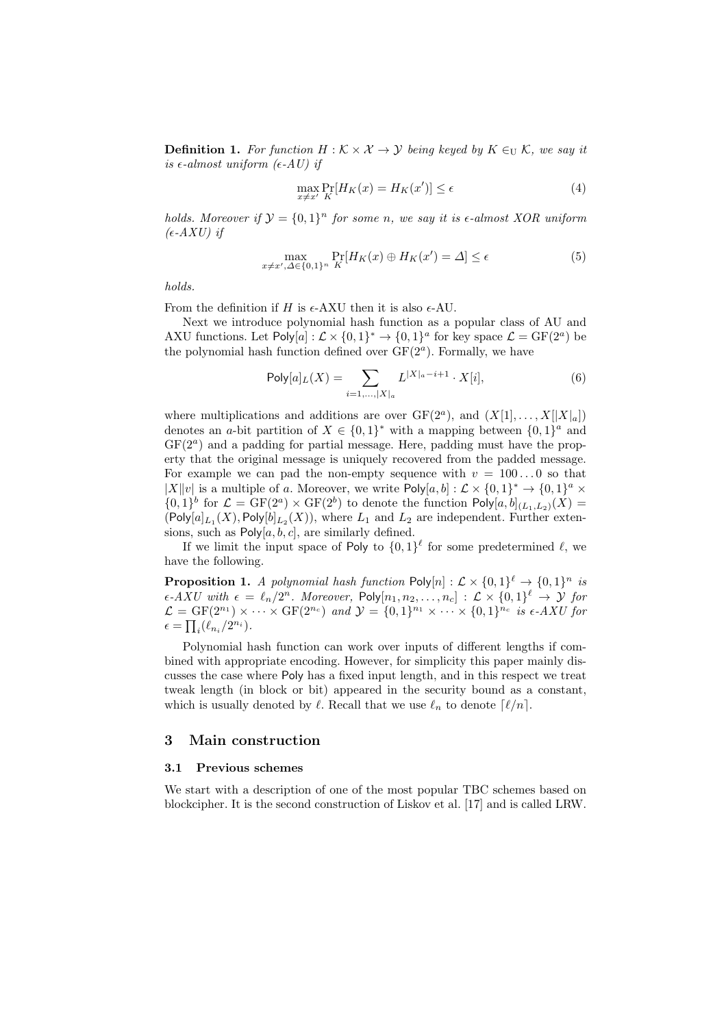**Definition 1.** *For function $H : \mathcal{K} \times \mathcal{X} \to \mathcal{Y}$ being keyed by $K \in_{\mathrm{U}} \mathcal{K}$, we say it is $\epsilon$-almost uniform ($\epsilon$-AU) if*

$$\max_{x \neq x'} \Pr_K[H_K(x) = H_K(x')] \leq \epsilon \tag{4}$$

*holds. Moreover if $\mathcal{Y} = \{0,1\}^n$ for some $n$, we say it is $\epsilon$-almost XOR uniform ($\epsilon$-AXU) if*

$$\max_{x \neq x', \Delta \in \{0,1\}^n} \Pr_K[H_K(x) \oplus H_K(x') = \Delta] \leq \epsilon \tag{5}$$

*holds.*

From the definition if $H$ is $\epsilon$-AXU then it is also $\epsilon$-AU.

Next we introduce polynomial hash function as a popular class of AU and AXU functions. Let $\mathsf{Poly}[a] : \mathcal{L} \times \{0,1\}^* \to \{0,1\}^a$ for key space $\mathcal{L} = \mathrm{GF}(2^a)$ be the polynomial hash function defined over $\mathrm{GF}(2^a)$. Formally, we have

$$\mathsf{Poly}[a]_L(X) = \sum_{i=1,\ldots,|X|_a} L^{|X|_a - i + 1} \cdot X[i], \tag{6}$$

where multiplications and additions are over $\mathrm{GF}(2^a)$, and $(X[1], \ldots, X[|X|_a])$ denotes an $a$-bit partition of $X \in \{0,1\}^*$ with a mapping between $\{0,1\}^a$ and $\mathrm{GF}(2^a)$ and a padding for partial message. Here, padding must have the property that the original message is uniquely recovered from the padded message. For example we can pad the non-empty sequence with $v = 100\ldots0$ so that $|X \| v|$ is a multiple of $a$. Moreover, we write $\mathsf{Poly}[a,b] : \mathcal{L} \times \{0,1\}^* \to \{0,1\}^a \times \{0,1\}^b$ for $\mathcal{L} = \mathrm{GF}(2^a) \times \mathrm{GF}(2^b)$ to denote the function $\mathsf{Poly}[a,b]_{(L_1,L_2)}(X) = (\mathsf{Poly}[a]_{L_1}(X), \mathsf{Poly}[b]_{L_2}(X))$, where $L_1$ and $L_2$ are independent. Further extensions, such as $\mathsf{Poly}[a,b,c]$, are similarly defined.

If we limit the input space of $\mathsf{Poly}$ to $\{0,1\}^\ell$ for some predetermined $\ell$, we have the following.

**Proposition 1.** *A polynomial hash function $\mathsf{Poly}[n] : \mathcal{L} \times \{0,1\}^\ell \to \{0,1\}^n$ is $\epsilon$-AXU with $\epsilon = \ell_n/2^n$. Moreover, $\mathsf{Poly}[n_1, n_2, \ldots, n_c] : \mathcal{L} \times \{0,1\}^\ell \to \mathcal{Y}$ for $\mathcal{L} = \mathrm{GF}(2^{n_1}) \times \cdots \times \mathrm{GF}(2^{n_c})$ and $\mathcal{Y} = \{0,1\}^{n_1} \times \cdots \times \{0,1\}^{n_c}$ is $\epsilon$-AXU for $\epsilon = \prod_i (\ell_{n_i}/2^{n_i})$.*

Polynomial hash function can work over inputs of different lengths if combined with appropriate encoding. However, for simplicity this paper mainly discusses the case where $\mathsf{Poly}$ has a fixed input length, and in this respect we treat tweak length (in block or bit) appeared in the security bound as a constant, which is usually denoted by $\ell$. Recall that we use $\ell_n$ to denote $\lceil \ell/n \rceil$.

## 3 Main construction

### 3.1 Previous schemes

We start with a description of one of the most popular TBC schemes based on blockcipher. It is the second construction of Liskov et al. [17] and is called LRW.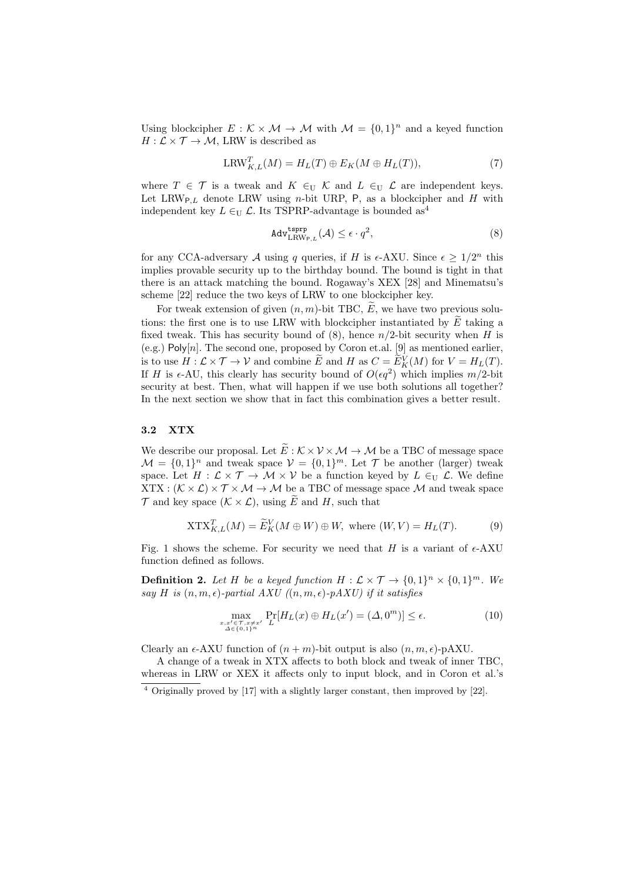Using blockcipher $E : \mathcal{K} \times \mathcal{M} \to \mathcal{M}$ with $\mathcal{M} = \{0,1\}^n$ and a keyed function $H : \mathcal{L} \times \mathcal{T} \to \mathcal{M}$, LRW is described as

$$\mathrm{LRW}^T_{K,L}(M) = H_L(T) \oplus E_K(M \oplus H_L(T)), \tag{7}$$

where $T \in \mathcal{T}$ is a tweak and $K \in_{\mathrm{U}} \mathcal{K}$ and $L \in_{\mathrm{U}} \mathcal{L}$ are independent keys. Let $\mathrm{LRW}_{\mathsf{P},L}$ denote LRW using $n$-bit URP, $\mathsf{P}$, as a blockcipher and $H$ with independent key $L \in_{\mathrm{U}} \mathcal{L}$. Its TSPRP-advantage is bounded as[4]

$$\mathtt{Adv}^{\mathtt{tsprp}}_{\mathrm{LRW}_{\mathsf{P},L}}(\mathcal{A}) \le \epsilon \cdot q^2, \tag{8}$$

for any CCA-adversary $\mathcal{A}$ using $q$ queries, if $H$ is $\epsilon$-AXU. Since $\epsilon \ge 1/2^n$ this implies provable security up to the birthday bound. The bound is tight in that there is an attack matching the bound. Rogaway's XEX [28] and Minematsu's scheme [22] reduce the two keys of LRW to one blockcipher key.

For tweak extension of given $(n,m)$-bit TBC, $\widetilde{E}$, we have two previous solutions: the first one is to use LRW with blockcipher instantiated by $\widetilde{E}$ taking a fixed tweak. This has security bound of (8), hence $n/2$-bit security when $H$ is (e.g.) $\mathsf{Poly}[n]$. The second one, proposed by Coron et.al. [9] as mentioned earlier, is to use $H : \mathcal{L} \times \mathcal{T} \to \mathcal{V}$ and combine $\widetilde{E}$ and $H$ as $C = \widetilde{E}^V_K(M)$ for $V = H_L(T)$. If $H$ is $\epsilon$-AU, this clearly has security bound of $O(\epsilon q^2)$ which implies $m/2$-bit security at best. Then, what will happen if we use both solutions all together? In the next section we show that in fact this combination gives a better result.

### 3.2 XTX

We describe our proposal. Let $\widetilde{E} : \mathcal{K} \times \mathcal{V} \times \mathcal{M} \to \mathcal{M}$ be a TBC of message space $\mathcal{M} = \{0,1\}^n$ and tweak space $\mathcal{V} = \{0,1\}^m$. Let $\mathcal{T}$ be another (larger) tweak space. Let $H : \mathcal{L} \times \mathcal{T} \to \mathcal{M} \times \mathcal{V}$ be a function keyed by $L \in_{\mathrm{U}} \mathcal{L}$. We define $\mathrm{XTX} : (\mathcal{K} \times \mathcal{L}) \times \mathcal{T} \times \mathcal{M} \to \mathcal{M}$ be a TBC of message space $\mathcal{M}$ and tweak space $\mathcal{T}$ and key space $(\mathcal{K} \times \mathcal{L})$, using $\widetilde{E}$ and $H$, such that

$$\mathrm{XTX}^T_{K,L}(M) = \widetilde{E}^V_K(M \oplus W) \oplus W, \text{ where } (W,V) = H_L(T). \tag{9}$$

Fig. 1 shows the scheme. For security we need that $H$ is a variant of $\epsilon$-AXU function defined as follows.

**Definition 2.** *Let $H$ be a keyed function $H : \mathcal{L} \times \mathcal{T} \to \{0,1\}^n \times \{0,1\}^m$. We say $H$ is $(n,m,\epsilon)$-partial AXU ($(n,m,\epsilon)$-pAXU) if it satisfies*

$$\max_{\substack{x,x' \in \mathcal{T}, x \ne x' \\ \Delta \in \{0,1\}^n}} \Pr_L[H_L(x) \oplus H_L(x') = (\Delta, 0^m)] \le \epsilon. \tag{10}$$

Clearly an $\epsilon$-AXU function of $(n+m)$-bit output is also $(n,m,\epsilon)$-pAXU.

A change of a tweak in XTX affects to both block and tweak of inner TBC, whereas in LRW or XEX it affects only to input block, and in Coron et al.'s

[4] Originally proved by [17] with a slightly larger constant, then improved by [22].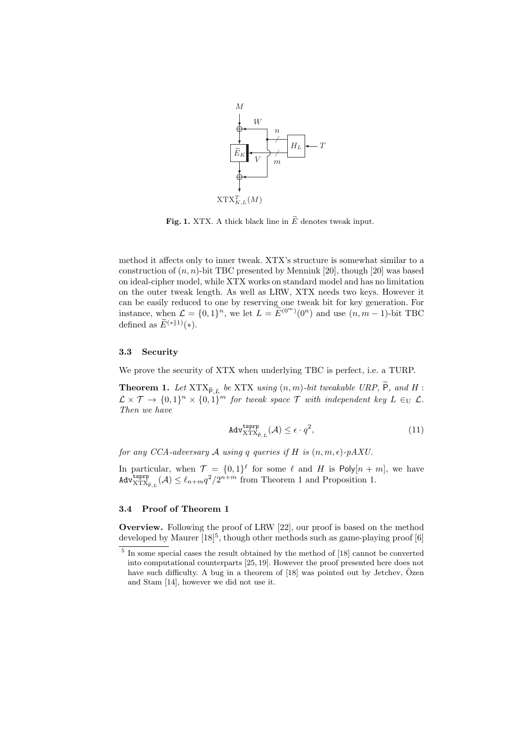**Fig. 1.** XTX. A thick black line in $\widetilde{E}$ denotes tweak input.

method it affects only to inner tweak. XTX's structure is somewhat similar to a construction of $(n, n)$-bit TBC presented by Mennink [20], though [20] was based on ideal-cipher model, while XTX works on standard model and has no limitation on the outer tweak length. As well as LRW, XTX needs two keys. However it can be easily reduced to one by reserving one tweak bit for key generation. For instance, when $\mathcal{L} = \{0,1\}^n$, we let $L = \widetilde{E}^{(0^m)}(0^n)$ and use $(n, m-1)$-bit TBC defined as $\widetilde{E}^{(*\|1)}(*)$.

### 3.3 Security

We prove the security of XTX when underlying TBC is perfect, i.e. a TURP.

**Theorem 1.** *Let* $\mathrm{XTX}_{\widetilde{\mathsf{P}},L}$ *be* XTX *using $(n, m)$-bit tweakable URP,* $\widetilde{\mathsf{P}}$*, and* $H : \mathcal{L} \times \mathcal{T} \to \{0,1\}^n \times \{0,1\}^m$ *for tweak space* $\mathcal{T}$ *with independent key* $L \in_{\mathrm{U}} \mathcal{L}$*. Then we have*

$$\mathtt{Adv}^{\mathtt{tsprp}}_{\mathrm{XTX}_{\widetilde{\mathsf{P}},L}}(\mathcal{A}) \le \epsilon \cdot q^2, \tag{11}$$

*for any CCA-adversary* $\mathcal{A}$ *using* $q$ *queries if* $H$ *is* $(n, m, \epsilon)$*-pAXU.*

In particular, when $\mathcal{T} = \{0,1\}^\ell$ for some $\ell$ and $H$ is $\mathsf{Poly}[n+m]$, we have $\mathtt{Adv}^{\mathtt{tsprp}}_{\mathrm{XTX}_{\widetilde{\mathsf{P}},L}}(\mathcal{A}) \le \ell_{n+m} q^2 / 2^{n+m}$ from Theorem 1 and Proposition 1.

### 3.4 Proof of Theorem 1

**Overview.** Following the proof of LRW [22], our proof is based on the method developed by Maurer [18][5], though other methods such as game-playing proof [6]

[5] In some special cases the result obtained by the method of [18] cannot be converted into computational counterparts [25, 19]. However the proof presented here does not have such difficulty. A bug in a theorem of [18] was pointed out by Jetchev, Özen and Stam [14], however we did not use it.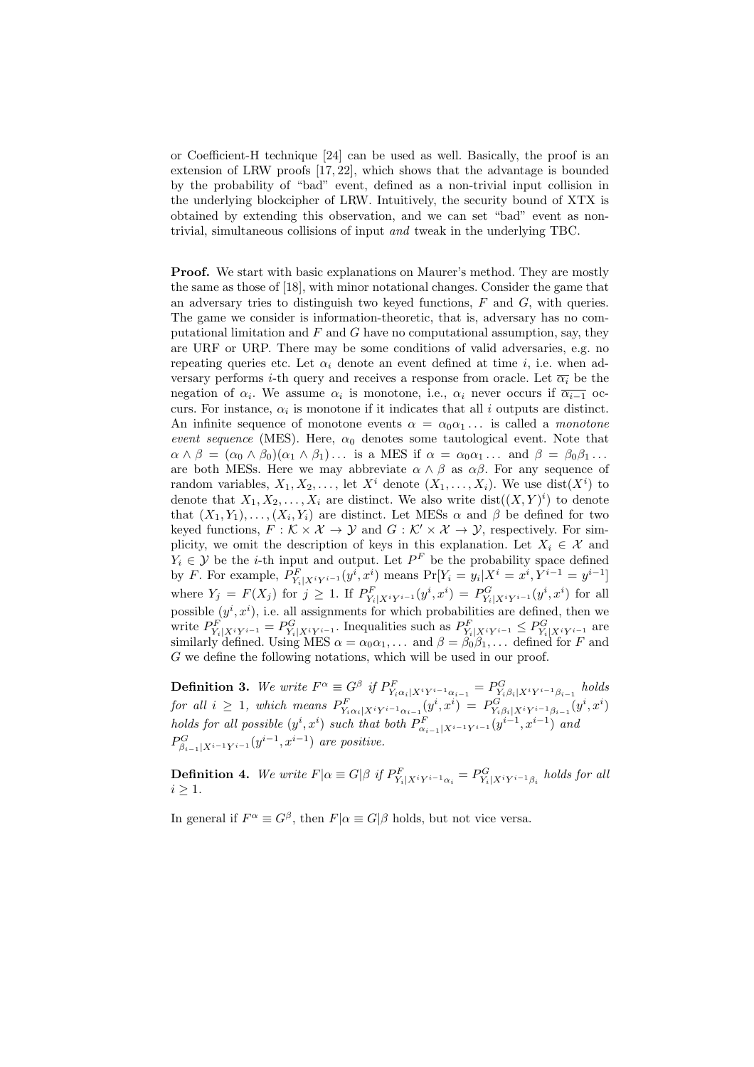or Coefficient-H technique [24] can be used as well. Basically, the proof is an extension of LRW proofs [17, 22], which shows that the advantage is bounded by the probability of "bad" event, defined as a non-trivial input collision in the underlying blockcipher of LRW. Intuitively, the security bound of XTX is obtained by extending this observation, and we can set "bad" event as non-trivial, simultaneous collisions of input *and* tweak in the underlying TBC.

**Proof.** We start with basic explanations on Maurer's method. They are mostly the same as those of [18], with minor notational changes. Consider the game that an adversary tries to distinguish two keyed functions, $F$ and $G$, with queries. The game we consider is information-theoretic, that is, adversary has no computational limitation and $F$ and $G$ have no computational assumption, say, they are URF or URP. There may be some conditions of valid adversaries, e.g. no repeating queries etc. Let $\alpha_i$ denote an event defined at time $i$, i.e. when adversary performs $i$-th query and receives a response from oracle. Let $\overline{\alpha_i}$ be the negation of $\alpha_i$. We assume $\alpha_i$ is monotone, i.e., $\alpha_i$ never occurs if $\overline{\alpha_{i-1}}$ occurs. For instance, $\alpha_i$ is monotone if it indicates that all $i$ outputs are distinct. An infinite sequence of monotone events $\alpha = \alpha_0\alpha_1\dots$ is called a *monotone event sequence* (MES). Here, $\alpha_0$ denotes some tautological event. Note that $\alpha \wedge \beta = (\alpha_0 \wedge \beta_0)(\alpha_1 \wedge \beta_1)\dots$ is a MES if $\alpha = \alpha_0\alpha_1\dots$ and $\beta = \beta_0\beta_1\dots$ are both MESs. Here we may abbreviate $\alpha \wedge \beta$ as $\alpha\beta$. For any sequence of random variables, $X_1, X_2, \dots$, let $X^i$ denote $(X_1, \dots, X_i)$. We use $\mathrm{dist}(X^i)$ to denote that $X_1, X_2, \dots, X_i$ are distinct. We also write $\mathrm{dist}((X,Y)^i)$ to denote that $(X_1, Y_1), \dots, (X_i, Y_i)$ are distinct. Let MESs $\alpha$ and $\beta$ be defined for two keyed functions, $F : \mathcal{K} \times \mathcal{X} \to \mathcal{Y}$ and $G : \mathcal{K}' \times \mathcal{X} \to \mathcal{Y}$, respectively. For simplicity, we omit the description of keys in this explanation. Let $X_i \in \mathcal{X}$ and $Y_i \in \mathcal{Y}$ be the $i$-th input and output. Let $P^F$ be the probability space defined by $F$. For example, $P^F_{Y_i|X^iY^{i-1}}(y^i, x^i)$ means $\Pr[Y_i = y_i | X^i = x^i, Y^{i-1} = y^{i-1}]$ where $Y_j = F(X_j)$ for $j \geq 1$. If $P^F_{Y_i|X^iY^{i-1}}(y^i, x^i) = P^G_{Y_i|X^iY^{i-1}}(y^i, x^i)$ for all possible $(y^i, x^i)$, i.e. all assignments for which probabilities are defined, then we write $P^F_{Y_i|X^iY^{i-1}} = P^G_{Y_i|X^iY^{i-1}}$. Inequalities such as $P^F_{Y_i|X^iY^{i-1}} \leq P^G_{Y_i|X^iY^{i-1}}$ are similarly defined. Using MES $\alpha = \alpha_0\alpha_1,\dots$ and $\beta = \beta_0\beta_1,\dots$ defined for $F$ and $G$ we define the following notations, which will be used in our proof.

**Definition 3.** *We write $F^\alpha \equiv G^\beta$ if $P^F_{Y_i\alpha_i|X^iY^{i-1}\alpha_{i-1}} = P^G_{Y_i\beta_i|X^iY^{i-1}\beta_{i-1}}$ holds for all $i \geq 1$, which means $P^F_{Y_i\alpha_i|X^iY^{i-1}\alpha_{i-1}}(y^i, x^i) = P^G_{Y_i\beta_i|X^iY^{i-1}\beta_{i-1}}(y^i, x^i)$ holds for all possible $(y^i, x^i)$ such that both $P^F_{\alpha_{i-1}|X^{i-1}Y^{i-1}}(y^{i-1}, x^{i-1})$ and $P^G_{\beta_{i-1}|X^{i-1}Y^{i-1}}(y^{i-1}, x^{i-1})$ are positive.*

**Definition 4.** *We write $F|\alpha \equiv G|\beta$ if $P^F_{Y_i|X^iY^{i-1}\alpha_i} = P^G_{Y_i|X^iY^{i-1}\beta_i}$ holds for all $i \geq 1$.*

In general if $F^\alpha \equiv G^\beta$, then $F|\alpha \equiv G|\beta$ holds, but not vice versa.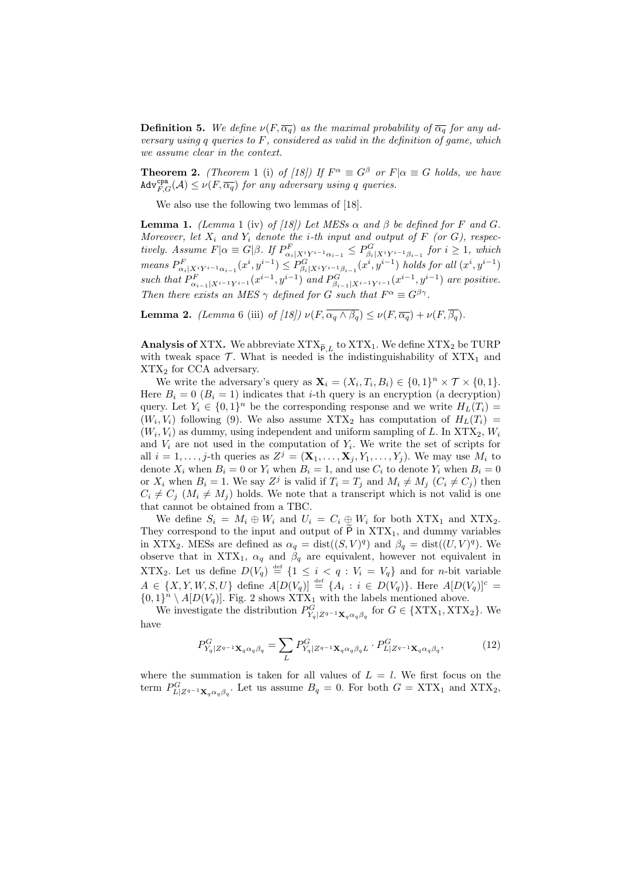**Definition 5.** *We define $\nu(F, \overline{\alpha_q})$ as the maximal probability of $\overline{\alpha_q}$ for any adversary using $q$ queries to $F$, considered as valid in the definition of game, which we assume clear in the context.*

**Theorem 2.** *(Theorem* 1 (i) *of [18]) If $F^\alpha \equiv G^\beta$ or $F|\alpha \equiv G$ holds, we have $\mathtt{Adv}^{\mathtt{cpa}}_{F,G}(\mathcal{A}) \le \nu(F, \overline{\alpha_q})$ for any adversary using $q$ queries.*

We also use the following two lemmas of [18].

**Lemma 1.** *(Lemma* 1 (iv) *of [18]) Let MESs $\alpha$ and $\beta$ be defined for $F$ and $G$. Moreover, let $X_i$ and $Y_i$ denote the $i$-th input and output of $F$ (or $G$), respectively. Assume $F|\alpha \equiv G|\beta$. If $P^F_{\alpha_i|X^iY^{i-1}\alpha_{i-1}} \le P^G_{\beta_i|X^iY^{i-1}\beta_{i-1}}$ for $i \ge 1$, which means $P^F_{\alpha_i|X^iY^{i-1}\alpha_{i-1}}(x^i, y^{i-1}) \le P^G_{\beta_i|X^iY^{i-1}\beta_{i-1}}(x^i, y^{i-1})$ holds for all $(x^i, y^{i-1})$ such that $P^F_{\alpha_{i-1}|X^{i-1}Y^{i-1}}(x^{i-1}, y^{i-1})$ and $P^G_{\beta_{i-1}|X^{i-1}Y^{i-1}}(x^{i-1}, y^{i-1})$ are positive. Then there exists an MES $\gamma$ defined for $G$ such that $F^\alpha \equiv G^{\beta\gamma}$.*

**Lemma 2.** *(Lemma* 6 (iii) *of [18]) $\nu(F, \overline{\alpha_q \wedge \beta_q}) \le \nu(F, \overline{\alpha_q}) + \nu(F, \overline{\beta_q})$.*

**Analysis of** XTX. We abbreviate $\mathrm{XTX}_{\widetilde{\mathsf{P}},L}$ to $\mathrm{XTX}_1$. We define $\mathrm{XTX}_2$ be TURP with tweak space $\mathcal{T}$. What is needed is the indistinguishability of $\mathrm{XTX}_1$ and $\mathrm{XTX}_2$ for CCA adversary.

We write the adversary's query as $\mathbf{X}_i = (X_i, T_i, B_i) \in \{0,1\}^n \times \mathcal{T} \times \{0,1\}$. Here $B_i = 0$ ($B_i = 1$) indicates that $i$-th query is an encryption (a decryption) query. Let $Y_i \in \{0,1\}^n$ be the corresponding response and we write $H_L(T_i) = (W_i, V_i)$ following (9). We also assume $\mathrm{XTX}_2$ has computation of $H_L(T_i) = (W_i, V_i)$ as dummy, using independent and uniform sampling of $L$. In $\mathrm{XTX}_2$, $W_i$ and $V_i$ are not used in the computation of $Y_i$. We write the set of scripts for all $i = 1, \dots, j$-th queries as $Z^j = (\mathbf{X}_1, \dots, \mathbf{X}_j, Y_1, \dots, Y_j)$. We may use $M_i$ to denote $X_i$ when $B_i = 0$ or $Y_i$ when $B_i = 1$, and use $C_i$ to denote $Y_i$ when $B_i = 0$ or $X_i$ when $B_i = 1$. We say $Z^j$ is valid if $T_i = T_j$ and $M_i \ne M_j$ ($C_i \ne C_j$) then $C_i \ne C_j$ ($M_i \ne M_j$) holds. We note that a transcript which is not valid is one that cannot be obtained from a TBC.

We define $S_i = M_i \oplus W_i$ and $U_i = C_i \oplus W_i$ for both $\mathrm{XTX}_1$ and $\mathrm{XTX}_2$. They correspond to the input and output of $\widetilde{\mathsf{P}}$ in $\mathrm{XTX}_1$, and dummy variables in $\mathrm{XTX}_2$. MESs are defined as $\alpha_q = \mathrm{dist}((S, V)^q)$ and $\beta_q = \mathrm{dist}((U, V)^q)$. We observe that in $\mathrm{XTX}_1$, $\alpha_q$ and $\beta_q$ are equivalent, however not equivalent in $\mathrm{XTX}_2$. Let us define $D(V_q) \stackrel{\mathrm{def}}{=} \{1 \le i < q : V_i = V_q\}$ and for $n$-bit variable $A \in \{X, Y, W, S, U\}$ define $A[D(V_q)] \stackrel{\mathrm{def}}{=} \{A_i : i \in D(V_q)\}$. Here $A[D(V_q)]^c = \{0,1\}^n \setminus A[D(V_q)]$. Fig. 2 shows $\mathrm{XTX}_1$ with the labels mentioned above.

We investigate the distribution $P^G_{Y_q|Z^{q-1}\mathbf{X}_q\alpha_q\beta_q}$ for $G \in \{\mathrm{XTX}_1, \mathrm{XTX}_2\}$. We have

$$P^G_{Y_q|Z^{q-1}\mathbf{X}_q\alpha_q\beta_q} = \sum_L P^G_{Y_q|Z^{q-1}\mathbf{X}_q\alpha_q\beta_q L} \cdot P^G_{L|Z^{q-1}\mathbf{X}_q\alpha_q\beta_q}, \tag{12}$$

where the summation is taken for all values of $L = l$. We first focus on the term $P^G_{L|Z^{q-1}\mathbf{X}_q\alpha_q\beta_q}$. Let us assume $B_q = 0$. For both $G = \mathrm{XTX}_1$ and $\mathrm{XTX}_2$,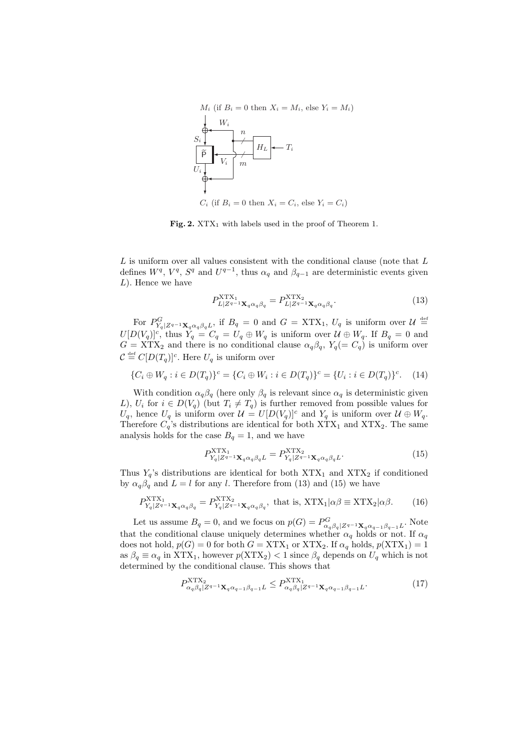$M_i$ (if $B_i = 0$ then $X_i = M_i$, else $Y_i = M_i$)

$W_i$, $S_i$, $n$, $H_L$, $T_i$, $\widetilde{\mathsf{P}}$, $V_i$, $m$, $U_i$

$C_i$ (if $B_i = 0$ then $X_i = C_i$, else $Y_i = C_i$)

**Fig. 2.** $\mathrm{XTX}_1$ with labels used in the proof of Theorem 1.

$L$ is uniform over all values consistent with the conditional clause (note that $L$ defines $W^q$, $V^q$, $S^q$ and $U^{q-1}$, thus $\alpha_q$ and $\beta_{q-1}$ are deterministic events given $L$). Hence we have

$$P^{\mathrm{XTX}_1}_{L|Z^{q-1}\mathbf{X}_q\alpha_q\beta_q} = P^{\mathrm{XTX}_2}_{L|Z^{q-1}\mathbf{X}_q\alpha_q\beta_q}. \tag{13}$$

For $P^G_{Y_q|Z^{q-1}\mathbf{X}_q\alpha_q\beta_q L}$, if $B_q = 0$ and $G = \mathrm{XTX}_1$, $U_q$ is uniform over $\mathcal{U} \stackrel{\text{def}}{=} U[D(V_q)]^c$, thus $Y_q = C_q = U_q \oplus W_q$ is uniform over $\mathcal{U} \oplus W_q$. If $B_q = 0$ and $G = \mathrm{XTX}_2$ and there is no conditional clause $\alpha_q\beta_q$, $Y_q(= C_q)$ is uniform over $\mathcal{C} \stackrel{\text{def}}{=} C[D(T_q)]^c$. Here $U_q$ is uniform over

$$\{C_i \oplus W_q : i \in D(T_q)\}^c = \{C_i \oplus W_i : i \in D(T_q)\}^c = \{U_i : i \in D(T_q)\}^c. \tag{14}$$

With condition $\alpha_q\beta_q$ (here only $\beta_q$ is relevant since $\alpha_q$ is deterministic given $L$), $U_i$ for $i \in D(V_q)$ (but $T_i \neq T_q$) is further removed from possible values for $U_q$, hence $U_q$ is uniform over $\mathcal{U} = U[D(V_q)]^c$ and $Y_q$ is uniform over $\mathcal{U} \oplus W_q$. Therefore $C_q$'s distributions are identical for both $\mathrm{XTX}_1$ and $\mathrm{XTX}_2$. The same analysis holds for the case $B_q = 1$, and we have

$$P^{\mathrm{XTX}_1}_{Y_q|Z^{q-1}\mathbf{X}_q\alpha_q\beta_q L} = P^{\mathrm{XTX}_2}_{Y_q|Z^{q-1}\mathbf{X}_q\alpha_q\beta_q L}. \tag{15}$$

Thus $Y_q$'s distributions are identical for both $\mathrm{XTX}_1$ and $\mathrm{XTX}_2$ if conditioned by $\alpha_q\beta_q$ and $L = l$ for any $l$. Therefore from (13) and (15) we have

$$P^{\mathrm{XTX}_1}_{Y_q|Z^{q-1}\mathbf{X}_q\alpha_q\beta_q} = P^{\mathrm{XTX}_2}_{Y_q|Z^{q-1}\mathbf{X}_q\alpha_q\beta_q}, \text{ that is, } \mathrm{XTX}_1|\alpha\beta \equiv \mathrm{XTX}_2|\alpha\beta. \tag{16}$$

Let us assume $B_q = 0$, and we focus on $p(G) = P^G_{\alpha_q\beta_q|Z^{q-1}\mathbf{X}_q\alpha_{q-1}\beta_{q-1}L}$. Note that the conditional clause uniquely determines whether $\alpha_q$ holds or not. If $\alpha_q$ does not hold, $p(G) = 0$ for both $G = \mathrm{XTX}_1$ or $\mathrm{XTX}_2$. If $\alpha_q$ holds, $p(\mathrm{XTX}_1) = 1$ as $\beta_q \equiv \alpha_q$ in $\mathrm{XTX}_1$, however $p(\mathrm{XTX}_2) < 1$ since $\beta_q$ depends on $U_q$ which is not determined by the conditional clause. This shows that

$$P^{\mathrm{XTX}_2}_{\alpha_q\beta_q|Z^{q-1}\mathbf{X}_q\alpha_{q-1}\beta_{q-1}L} \leq P^{\mathrm{XTX}_1}_{\alpha_q\beta_q|Z^{q-1}\mathbf{X}_q\alpha_{q-1}\beta_{q-1}L}. \tag{17}$$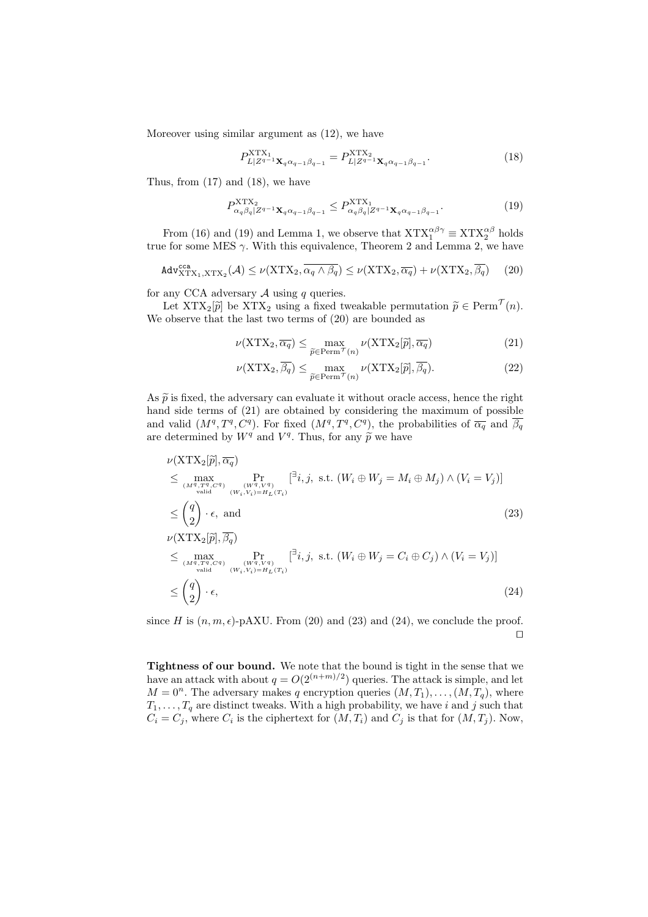Moreover using similar argument as (12), we have

$$P^{\mathrm{XTX}_1}_{L|Z^{q-1}\mathbf{X}_q\alpha_{q-1}\beta_{q-1}} = P^{\mathrm{XTX}_2}_{L|Z^{q-1}\mathbf{X}_q\alpha_{q-1}\beta_{q-1}}. \tag{18}$$

Thus, from (17) and (18), we have

$$P^{\mathrm{XTX}_2}_{\alpha_q\beta_q|Z^{q-1}\mathbf{X}_q\alpha_{q-1}\beta_{q-1}} \leq P^{\mathrm{XTX}_1}_{\alpha_q\beta_q|Z^{q-1}\mathbf{X}_q\alpha_{q-1}\beta_{q-1}}. \tag{19}$$

From (16) and (19) and Lemma 1, we observe that $\mathrm{XTX}_1^{\alpha\beta\gamma} \equiv \mathrm{XTX}_2^{\alpha\beta}$ holds true for some MES $\gamma$. With this equivalence, Theorem 2 and Lemma 2, we have

$$\mathtt{Adv}^{\mathtt{cca}}_{\mathrm{XTX}_1,\mathrm{XTX}_2}(\mathcal{A}) \leq \nu(\mathrm{XTX}_2, \overline{\alpha_q \wedge \beta_q}) \leq \nu(\mathrm{XTX}_2, \overline{\alpha_q}) + \nu(\mathrm{XTX}_2, \overline{\beta_q}) \tag{20}$$

for any CCA adversary $\mathcal{A}$ using $q$ queries.

Let $\mathrm{XTX}_2[\widetilde{p}]$ be $\mathrm{XTX}_2$ using a fixed tweakable permutation $\widetilde{p} \in \mathrm{Perm}^{\mathcal{T}}(n)$. We observe that the last two terms of (20) are bounded as

$$\nu(\mathrm{XTX}_2, \overline{\alpha_q}) \leq \max_{\widetilde{p}\in\mathrm{Perm}^{\mathcal{T}}(n)} \nu(\mathrm{XTX}_2[\widetilde{p}], \overline{\alpha_q}) \tag{21}$$

$$\nu(\mathrm{XTX}_2, \overline{\beta_q}) \leq \max_{\widetilde{p}\in\mathrm{Perm}^{\mathcal{T}}(n)} \nu(\mathrm{XTX}_2[\widetilde{p}], \overline{\beta_q}). \tag{22}$$

As $\widetilde{p}$ is fixed, the adversary can evaluate it without oracle access, hence the right hand side terms of (21) are obtained by considering the maximum of possible and valid $(M^q, T^q, C^q)$. For fixed $(M^q, T^q, C^q)$, the probabilities of $\overline{\alpha_q}$ and $\overline{\beta_q}$ are determined by $W^q$ and $V^q$. Thus, for any $\widetilde{p}$ we have

$$\begin{aligned}
&\nu(\mathrm{XTX}_2[\widetilde{p}], \overline{\alpha_q}) \\
&\leq \max_{\substack{(M^q,T^q,C^q)\\ \text{valid}}} \Pr_{\substack{(W^q,V^q)\\ (W_i,V_i)=H_L(T_i)}} [\exists i,j, \text{ s.t. } (W_i \oplus W_j = M_i \oplus M_j) \wedge (V_i = V_j)] \\
&\leq \binom{q}{2} \cdot \epsilon, \text{ and} \qquad\qquad (23)\\
&\nu(\mathrm{XTX}_2[\widetilde{p}], \overline{\beta_q}) \\
&\leq \max_{\substack{(M^q,T^q,C^q)\\ \text{valid}}} \Pr_{\substack{(W^q,V^q)\\ (W_i,V_i)=H_L(T_i)}} [\exists i,j, \text{ s.t. } (W_i \oplus W_j = C_i \oplus C_j) \wedge (V_i = V_j)] \\
&\leq \binom{q}{2} \cdot \epsilon, \qquad\qquad (24)
\end{aligned}$$

since $H$ is $(n, m, \epsilon)$-pAXU. From (20) and (23) and (24), we conclude the proof. □

**Tightness of our bound.** We note that the bound is tight in the sense that we have an attack with about $q = O(2^{(n+m)/2})$ queries. The attack is simple, and let $M = 0^n$. The adversary makes $q$ encryption queries $(M, T_1), \ldots, (M, T_q)$, where $T_1, \ldots, T_q$ are distinct tweaks. With a high probability, we have $i$ and $j$ such that $C_i = C_j$, where $C_i$ is the ciphertext for $(M, T_i)$ and $C_j$ is that for $(M, T_j)$. Now,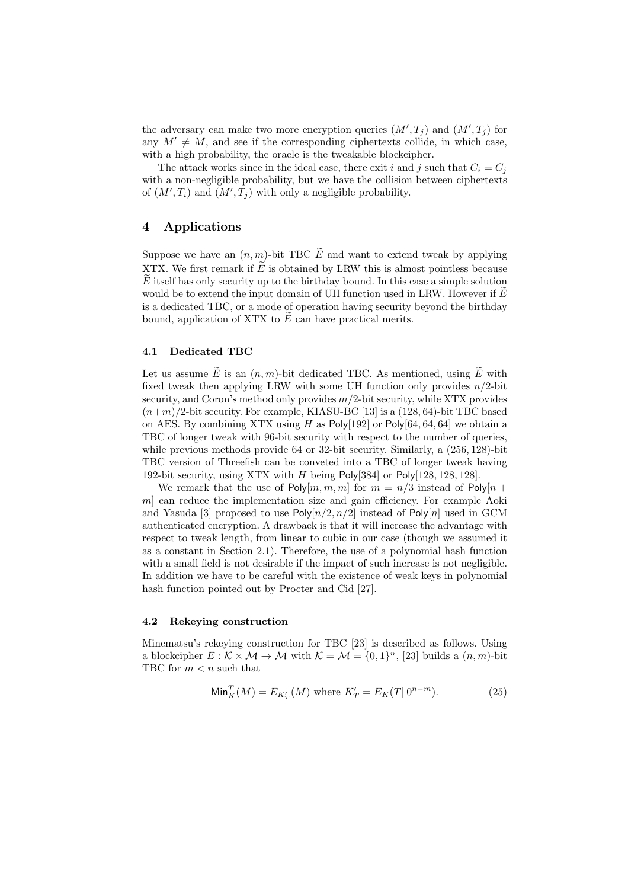the adversary can make two more encryption queries $(M', T_j)$ and $(M', T_j)$ for any $M' \neq M$, and see if the corresponding ciphertexts collide, in which case, with a high probability, the oracle is the tweakable blockcipher.

The attack works since in the ideal case, there exit $i$ and $j$ such that $C_i = C_j$ with a non-negligible probability, but we have the collision between ciphertexts of $(M', T_i)$ and $(M', T_j)$ with only a negligible probability.

## 4 Applications

Suppose we have an $(n, m)$-bit TBC $\widetilde{E}$ and want to extend tweak by applying XTX. We first remark if $\widetilde{E}$ is obtained by LRW this is almost pointless because $\widetilde{E}$ itself has only security up to the birthday bound. In this case a simple solution would be to extend the input domain of UH function used in LRW. However if $\widetilde{E}$ is a dedicated TBC, or a mode of operation having security beyond the birthday bound, application of XTX to $\widetilde{E}$ can have practical merits.

### 4.1 Dedicated TBC

Let us assume $\widetilde{E}$ is an $(n, m)$-bit dedicated TBC. As mentioned, using $\widetilde{E}$ with fixed tweak then applying LRW with some UH function only provides $n/2$-bit security, and Coron's method only provides $m/2$-bit security, while XTX provides $(n+m)/2$-bit security. For example, KIASU-BC [13] is a $(128, 64)$-bit TBC based on AES. By combining XTX using $H$ as $\mathsf{Poly}[192]$ or $\mathsf{Poly}[64, 64, 64]$ we obtain a TBC of longer tweak with 96-bit security with respect to the number of queries, while previous methods provide 64 or 32-bit security. Similarly, a $(256, 128)$-bit TBC version of Threefish can be conveted into a TBC of longer tweak having 192-bit security, using XTX with $H$ being $\mathsf{Poly}[384]$ or $\mathsf{Poly}[128, 128, 128]$.

We remark that the use of $\mathsf{Poly}[m, m, m]$ for $m = n/3$ instead of $\mathsf{Poly}[n + m]$ can reduce the implementation size and gain efficiency. For example Aoki and Yasuda [3] proposed to use $\mathsf{Poly}[n/2, n/2]$ instead of $\mathsf{Poly}[n]$ used in GCM authenticated encryption. A drawback is that it will increase the advantage with respect to tweak length, from linear to cubic in our case (though we assumed it as a constant in Section 2.1). Therefore, the use of a polynomial hash function with a small field is not desirable if the impact of such increase is not negligible. In addition we have to be careful with the existence of weak keys in polynomial hash function pointed out by Procter and Cid [27].

### 4.2 Rekeying construction

Minematsu's rekeying construction for TBC [23] is described as follows. Using a blockcipher $E : \mathcal{K} \times \mathcal{M} \to \mathcal{M}$ with $\mathcal{K} = \mathcal{M} = \{0, 1\}^n$, [23] builds a $(n, m)$-bit TBC for $m < n$ such that

$$\mathsf{Min}_K^T(M) = E_{K'_T}(M) \text{ where } K'_T = E_K(T \| 0^{n-m}). \tag{25}$$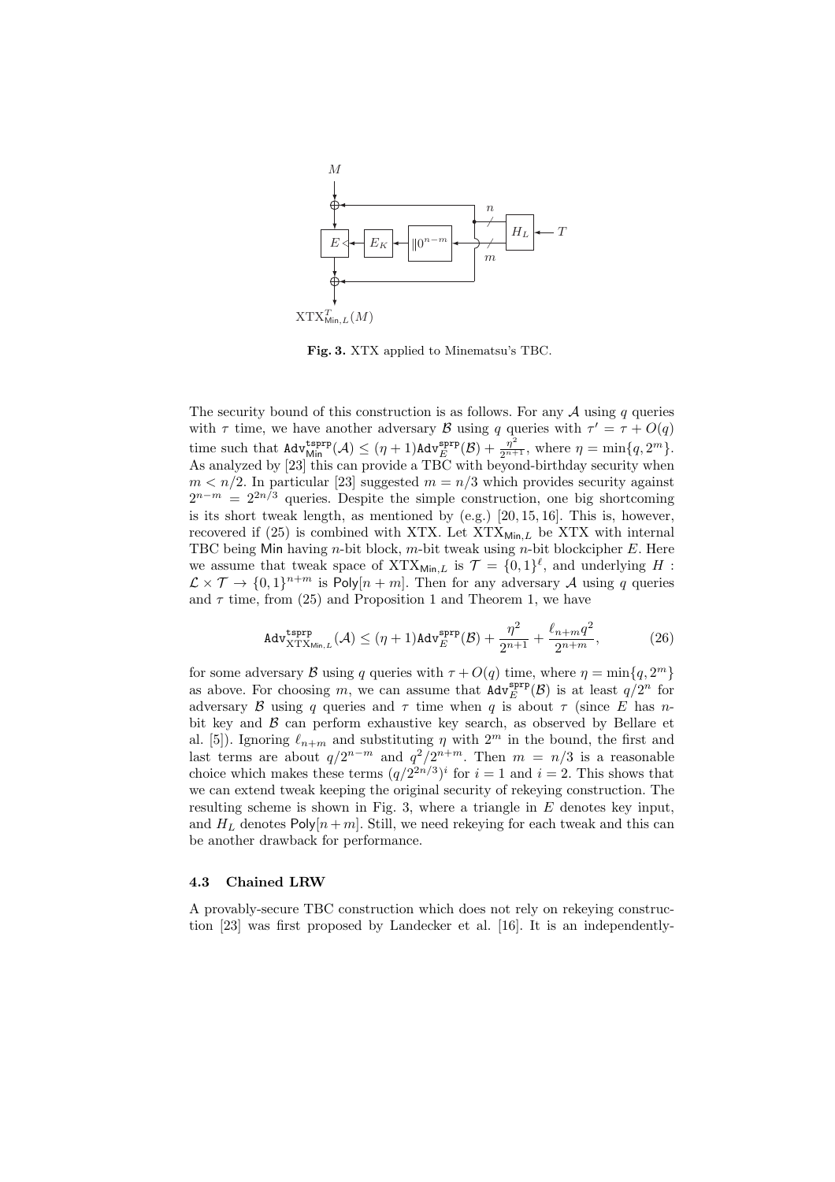**Fig. 3.** XTX applied to Minematsu's TBC.

The security bound of this construction is as follows. For any $\mathcal{A}$ using $q$ queries with $\tau$ time, we have another adversary $\mathcal{B}$ using $q$ queries with $\tau' = \tau + O(q)$ time such that $\mathtt{Adv}^{\mathtt{tsprp}}_{\mathsf{Min}}(\mathcal{A}) \le (\eta+1)\mathtt{Adv}^{\mathtt{sprp}}_{E}(\mathcal{B}) + \frac{\eta^2}{2^{n+1}}$, where $\eta = \min\{q, 2^m\}$. As analyzed by [23] this can provide a TBC with beyond-birthday security when $m < n/2$. In particular [23] suggested $m = n/3$ which provides security against $2^{n-m} = 2^{2n/3}$ queries. Despite the simple construction, one big shortcoming is its short tweak length, as mentioned by (e.g.) [20, 15, 16]. This is, however, recovered if (25) is combined with XTX. Let $\mathrm{XTX}_{\mathsf{Min},L}$ be XTX with internal TBC being $\mathsf{Min}$ having $n$-bit block, $m$-bit tweak using $n$-bit blockcipher $E$. Here we assume that tweak space of $\mathrm{XTX}_{\mathsf{Min},L}$ is $\mathcal{T} = \{0,1\}^\ell$, and underlying $H : \mathcal{L} \times \mathcal{T} \to \{0,1\}^{n+m}$ is $\mathsf{Poly}[n+m]$. Then for any adversary $\mathcal{A}$ using $q$ queries and $\tau$ time, from (25) and Proposition 1 and Theorem 1, we have

$$\mathtt{Adv}^{\mathtt{tsprp}}_{\mathrm{XTX}_{\mathsf{Min},L}}(\mathcal{A}) \le (\eta+1)\mathtt{Adv}^{\mathtt{sprp}}_{E}(\mathcal{B}) + \frac{\eta^2}{2^{n+1}} + \frac{\ell_{n+m}q^2}{2^{n+m}}, \tag{26}$$

for some adversary $\mathcal{B}$ using $q$ queries with $\tau + O(q)$ time, where $\eta = \min\{q, 2^m\}$ as above. For choosing $m$, we can assume that $\mathtt{Adv}^{\mathtt{sprp}}_{E}(\mathcal{B})$ is at least $q/2^n$ for adversary $\mathcal{B}$ using $q$ queries and $\tau$ time when $q$ is about $\tau$ (since $E$ has $n$-bit key and $\mathcal{B}$ can perform exhaustive key search, as observed by Bellare et al. [5]). Ignoring $\ell_{n+m}$ and substituting $\eta$ with $2^m$ in the bound, the first and last terms are about $q/2^{n-m}$ and $q^2/2^{n+m}$. Then $m = n/3$ is a reasonable choice which makes these terms $(q/2^{2n/3})^i$ for $i = 1$ and $i = 2$. This shows that we can extend tweak keeping the original security of rekeying construction. The resulting scheme is shown in Fig. 3, where a triangle in $E$ denotes key input, and $H_L$ denotes $\mathsf{Poly}[n+m]$. Still, we need rekeying for each tweak and this can be another drawback for performance.

### 4.3 Chained LRW

A provably-secure TBC construction which does not rely on rekeying construction [23] was first proposed by Landecker et al. [16]. It is an independently-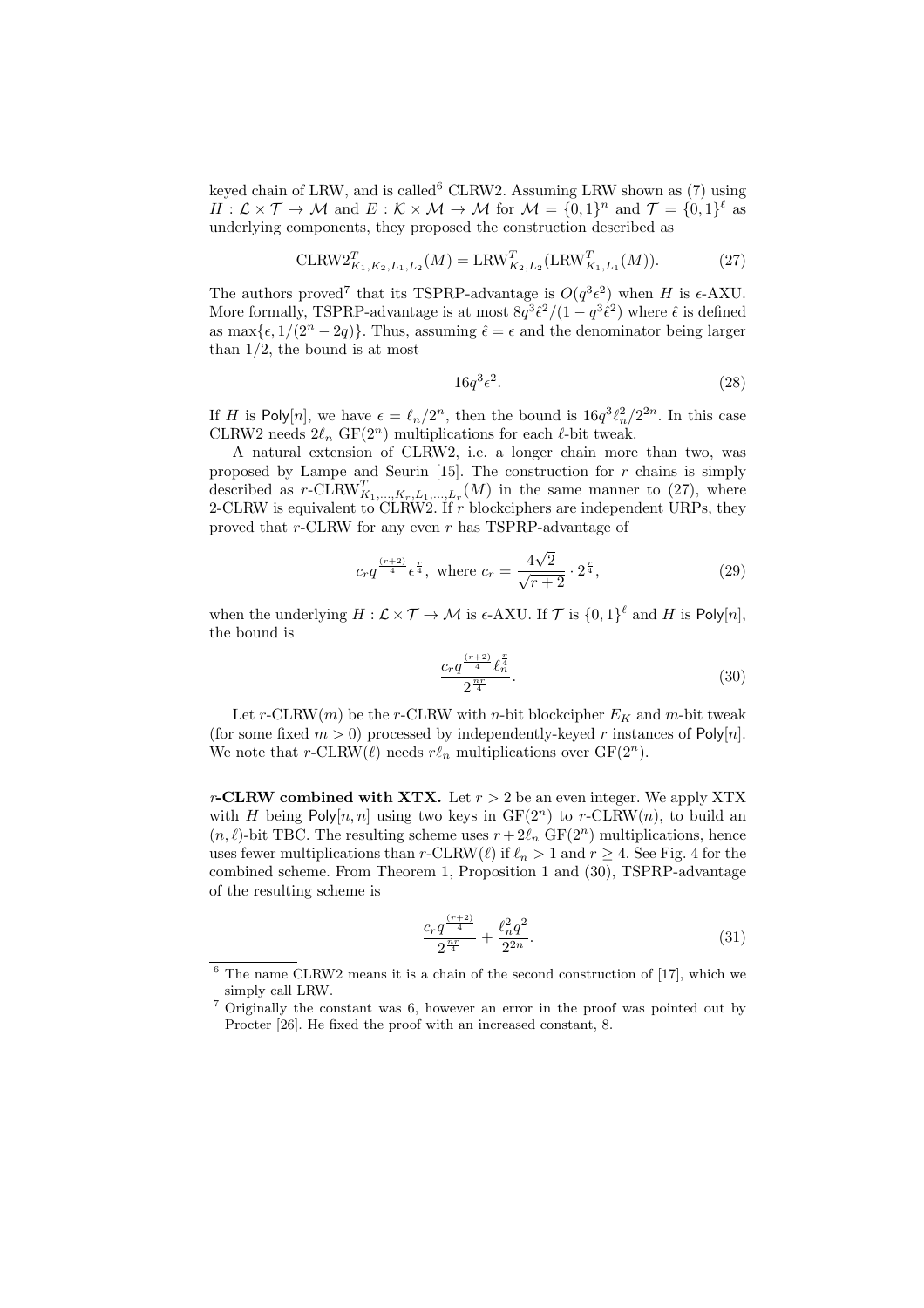keyed chain of LRW, and is called[6] CLRW2. Assuming LRW shown as (7) using $H : \mathcal{L} \times \mathcal{T} \to \mathcal{M}$ and $E : \mathcal{K} \times \mathcal{M} \to \mathcal{M}$ for $\mathcal{M} = \{0,1\}^n$ and $\mathcal{T} = \{0,1\}^\ell$ as underlying components, they proposed the construction described as

$$\mathrm{CLRW2}^T_{K_1,K_2,L_1,L_2}(M) = \mathrm{LRW}^T_{K_2,L_2}(\mathrm{LRW}^T_{K_1,L_1}(M)). \tag{27}$$

The authors proved[7] that its TSPRP-advantage is $O(q^3\epsilon^2)$ when $H$ is $\epsilon$-AXU. More formally, TSPRP-advantage is at most $8q^3\hat{\epsilon}^2/(1 - q^3\hat{\epsilon}^2)$ where $\hat{\epsilon}$ is defined as $\max\{\epsilon, 1/(2^n - 2q)\}$. Thus, assuming $\hat{\epsilon} = \epsilon$ and the denominator being larger than $1/2$, the bound is at most

$$16q^3\epsilon^2. \tag{28}$$

If $H$ is $\mathsf{Poly}[n]$, we have $\epsilon = \ell_n/2^n$, then the bound is $16q^3\ell_n^2/2^{2n}$. In this case CLRW2 needs $2\ell_n$ $\mathrm{GF}(2^n)$ multiplications for each $\ell$-bit tweak.

A natural extension of CLRW2, i.e. a longer chain more than two, was proposed by Lampe and Seurin [15]. The construction for $r$ chains is simply described as $r\text{-}\mathrm{CLRW}^T_{K_1,\dots,K_r,L_1,\dots,L_r}(M)$ in the same manner to (27), where 2-CLRW is equivalent to CLRW2. If $r$ blockciphers are independent URPs, they proved that $r$-CLRW for any even $r$ has TSPRP-advantage of

$$c_r q^{\frac{(r+2)}{4}} \epsilon^{\frac{r}{4}}, \text{ where } c_r = \frac{4\sqrt{2}}{\sqrt{r+2}} \cdot 2^{\frac{r}{4}}, \tag{29}$$

when the underlying $H : \mathcal{L} \times \mathcal{T} \to \mathcal{M}$ is $\epsilon$-AXU. If $\mathcal{T}$ is $\{0,1\}^\ell$ and $H$ is $\mathsf{Poly}[n]$, the bound is

$$\frac{c_r q^{\frac{(r+2)}{4}} \ell_n^{\frac{r}{4}}}{2^{\frac{nr}{4}}}. \tag{30}$$

Let $r$-CLRW$(m)$ be the $r$-CLRW with $n$-bit blockcipher $E_K$ and $m$-bit tweak (for some fixed $m > 0$) processed by independently-keyed $r$ instances of $\mathsf{Poly}[n]$. We note that $r$-CLRW$(\ell)$ needs $r\ell_n$ multiplications over $\mathrm{GF}(2^n)$.

**$r$-CLRW combined with XTX.** Let $r > 2$ be an even integer. We apply XTX with $H$ being $\mathsf{Poly}[n,n]$ using two keys in $\mathrm{GF}(2^n)$ to $r$-CLRW$(n)$, to build an $(n,\ell)$-bit TBC. The resulting scheme uses $r + 2\ell_n$ $\mathrm{GF}(2^n)$ multiplications, hence uses fewer multiplications than $r$-CLRW$(\ell)$ if $\ell_n > 1$ and $r \geq 4$. See Fig. 4 for the combined scheme. From Theorem 1, Proposition 1 and (30), TSPRP-advantage of the resulting scheme is

$$\frac{c_r q^{\frac{(r+2)}{4}}}{2^{\frac{nr}{4}}} + \frac{\ell_n^2 q^2}{2^{2n}}. \tag{31}$$

---

[6] The name CLRW2 means it is a chain of the second construction of [17], which we simply call LRW.

[7] Originally the constant was 6, however an error in the proof was pointed out by Procter [26]. He fixed the proof with an increased constant, 8.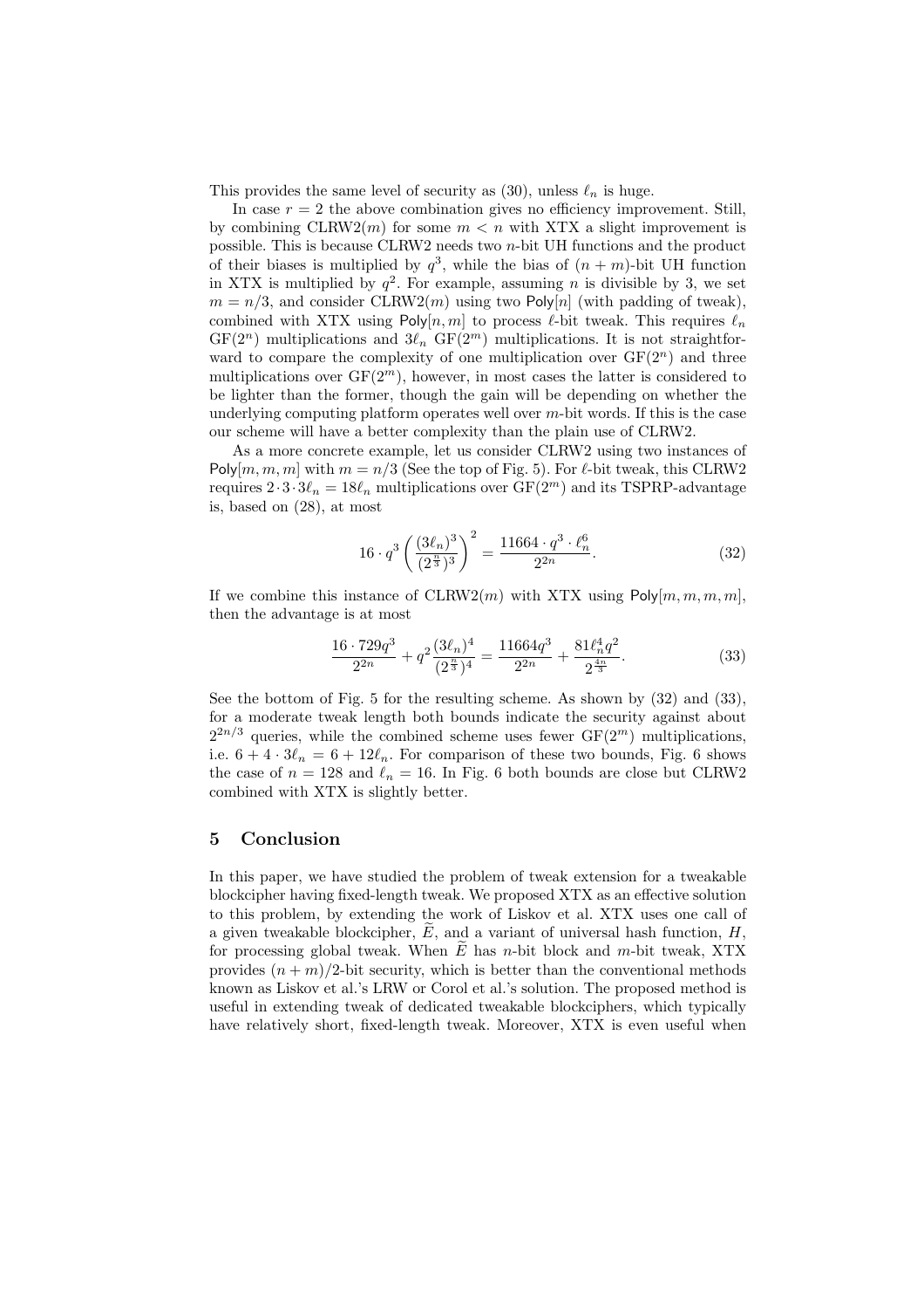This provides the same level of security as (30), unless $\ell_n$ is huge.

In case $r = 2$ the above combination gives no efficiency improvement. Still, by combining CLRW2($m$) for some $m < n$ with XTX a slight improvement is possible. This is because CLRW2 needs two $n$-bit UH functions and the product of their biases is multiplied by $q^3$, while the bias of $(n + m)$-bit UH function in XTX is multiplied by $q^2$. For example, assuming $n$ is divisible by 3, we set $m = n/3$, and consider CLRW2($m$) using two $\mathsf{Poly}[n]$ (with padding of tweak), combined with XTX using $\mathsf{Poly}[n, m]$ to process $\ell$-bit tweak. This requires $\ell_n$ $\mathrm{GF}(2^n)$ multiplications and $3\ell_n$ $\mathrm{GF}(2^m)$ multiplications. It is not straightforward to compare the complexity of one multiplication over $\mathrm{GF}(2^n)$ and three multiplications over $\mathrm{GF}(2^m)$, however, in most cases the latter is considered to be lighter than the former, though the gain will be depending on whether the underlying computing platform operates well over $m$-bit words. If this is the case our scheme will have a better complexity than the plain use of CLRW2.

As a more concrete example, let us consider CLRW2 using two instances of $\mathsf{Poly}[m, m, m]$ with $m = n/3$ (See the top of Fig. 5). For $\ell$-bit tweak, this CLRW2 requires $2 \cdot 3 \cdot 3\ell_n = 18\ell_n$ multiplications over $\mathrm{GF}(2^m)$ and its TSPRP-advantage is, based on (28), at most

$$16 \cdot q^3 \left( \frac{(3\ell_n)^3}{(2^{\frac{n}{3}})^3} \right)^2 = \frac{11664 \cdot q^3 \cdot \ell_n^6}{2^{2n}}. \tag{32}$$

If we combine this instance of CLRW2($m$) with XTX using $\mathsf{Poly}[m, m, m, m]$, then the advantage is at most

$$\frac{16 \cdot 729 q^3}{2^{2n}} + q^2 \frac{(3\ell_n)^4}{(2^{\frac{n}{3}})^4} = \frac{11664 q^3}{2^{2n}} + \frac{81 \ell_n^4 q^2}{2^{\frac{4n}{3}}}. \tag{33}$$

See the bottom of Fig. 5 for the resulting scheme. As shown by (32) and (33), for a moderate tweak length both bounds indicate the security against about $2^{2n/3}$ queries, while the combined scheme uses fewer $\mathrm{GF}(2^m)$ multiplications, i.e. $6 + 4 \cdot 3\ell_n = 6 + 12\ell_n$. For comparison of these two bounds, Fig. 6 shows the case of $n = 128$ and $\ell_n = 16$. In Fig. 6 both bounds are close but CLRW2 combined with XTX is slightly better.

## 5 Conclusion

In this paper, we have studied the problem of tweak extension for a tweakable blockcipher having fixed-length tweak. We proposed XTX as an effective solution to this problem, by extending the work of Liskov et al. XTX uses one call of a given tweakable blockcipher, $\widetilde{E}$, and a variant of universal hash function, $H$, for processing global tweak. When $\widetilde{E}$ has $n$-bit block and $m$-bit tweak, XTX provides $(n + m)/2$-bit security, which is better than the conventional methods known as Liskov et al.'s LRW or Corol et al.'s solution. The proposed method is useful in extending tweak of dedicated tweakable blockciphers, which typically have relatively short, fixed-length tweak. Moreover, XTX is even useful when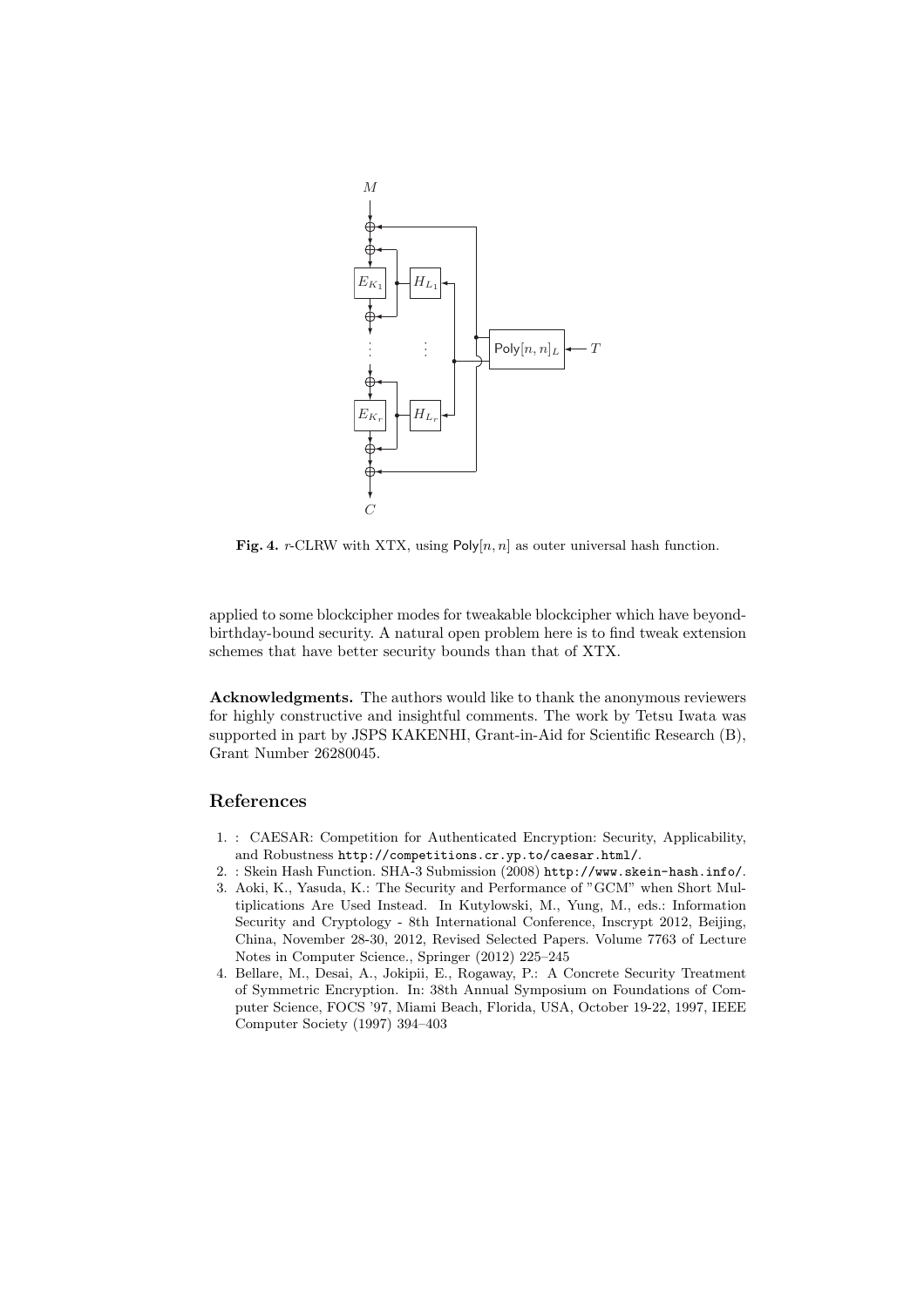**Fig. 4.** $r$-CLRW with XTX, using $\mathsf{Poly}[n, n]$ as outer universal hash function.

applied to some blockcipher modes for tweakable blockcipher which have beyond-birthday-bound security. A natural open problem here is to find tweak extension schemes that have better security bounds than that of XTX.

**Acknowledgments.** The authors would like to thank the anonymous reviewers for highly constructive and insightful comments. The work by Tetsu Iwata was supported in part by JSPS KAKENHI, Grant-in-Aid for Scientific Research (B), Grant Number 26280045.

## References

1. : CAESAR: Competition for Authenticated Encryption: Security, Applicability, and Robustness `http://competitions.cr.yp.to/caesar.html/`.
2. : Skein Hash Function. SHA-3 Submission (2008) `http://www.skein-hash.info/`.
3. Aoki, K., Yasuda, K.: The Security and Performance of "GCM" when Short Multiplications Are Used Instead. In Kutylowski, M., Yung, M., eds.: Information Security and Cryptology - 8th International Conference, Inscrypt 2012, Beijing, China, November 28-30, 2012, Revised Selected Papers. Volume 7763 of Lecture Notes in Computer Science., Springer (2012) 225–245
4. Bellare, M., Desai, A., Jokipii, E., Rogaway, P.: A Concrete Security Treatment of Symmetric Encryption. In: 38th Annual Symposium on Foundations of Computer Science, FOCS '97, Miami Beach, Florida, USA, October 19-22, 1997, IEEE Computer Society (1997) 394–403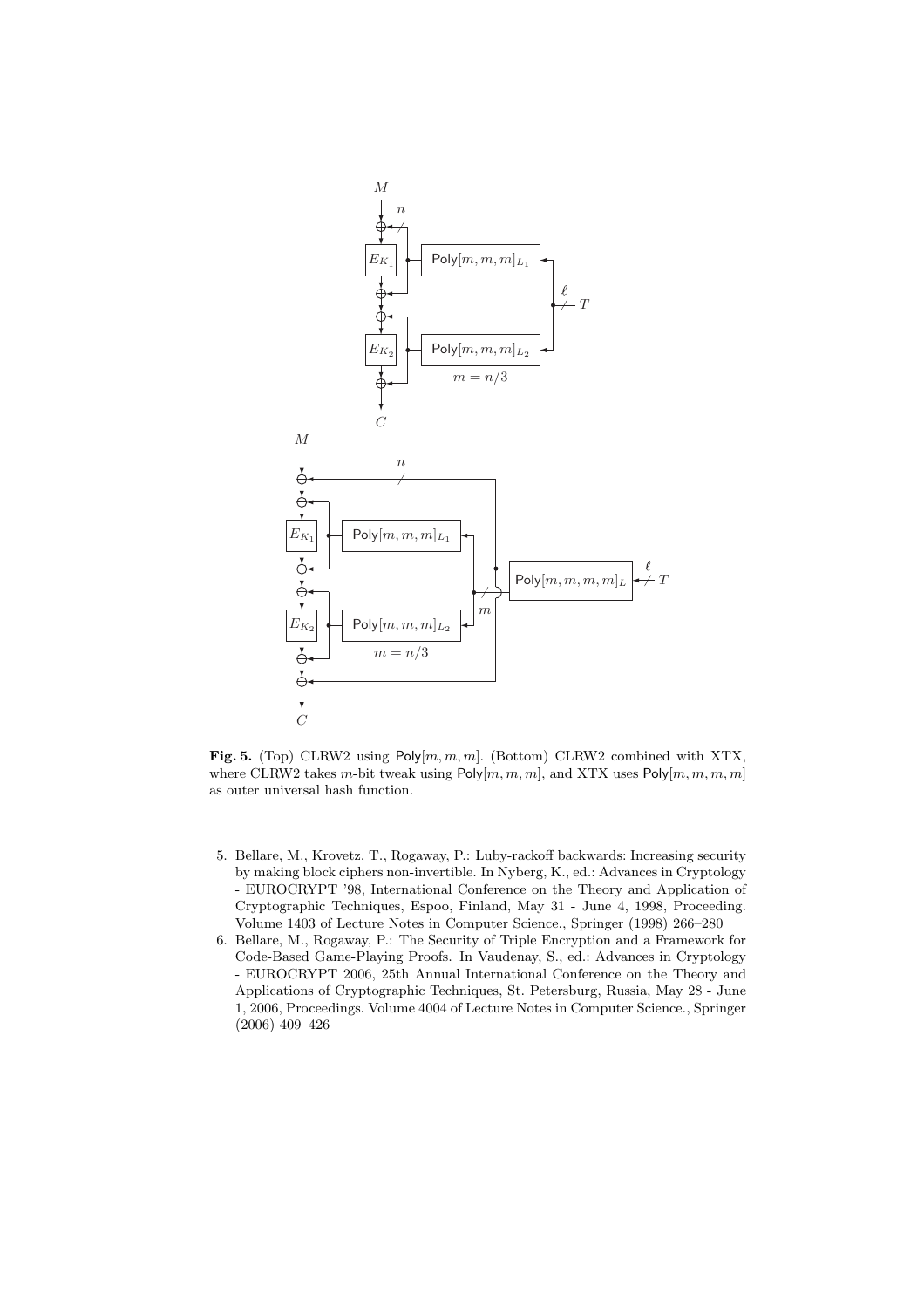**Fig. 5.** (Top) CLRW2 using $\mathsf{Poly}[m, m, m]$. (Bottom) CLRW2 combined with XTX, where CLRW2 takes $m$-bit tweak using $\mathsf{Poly}[m, m, m]$, and XTX uses $\mathsf{Poly}[m, m, m, m]$ as outer universal hash function.

5. Bellare, M., Krovetz, T., Rogaway, P.: Luby-rackoff backwards: Increasing security by making block ciphers non-invertible. In Nyberg, K., ed.: Advances in Cryptology - EUROCRYPT '98, International Conference on the Theory and Application of Cryptographic Techniques, Espoo, Finland, May 31 - June 4, 1998, Proceeding. Volume 1403 of Lecture Notes in Computer Science., Springer (1998) 266–280
6. Bellare, M., Rogaway, P.: The Security of Triple Encryption and a Framework for Code-Based Game-Playing Proofs. In Vaudenay, S., ed.: Advances in Cryptology - EUROCRYPT 2006, 25th Annual International Conference on the Theory and Applications of Cryptographic Techniques, St. Petersburg, Russia, May 28 - June 1, 2006, Proceedings. Volume 4004 of Lecture Notes in Computer Science., Springer (2006) 409–426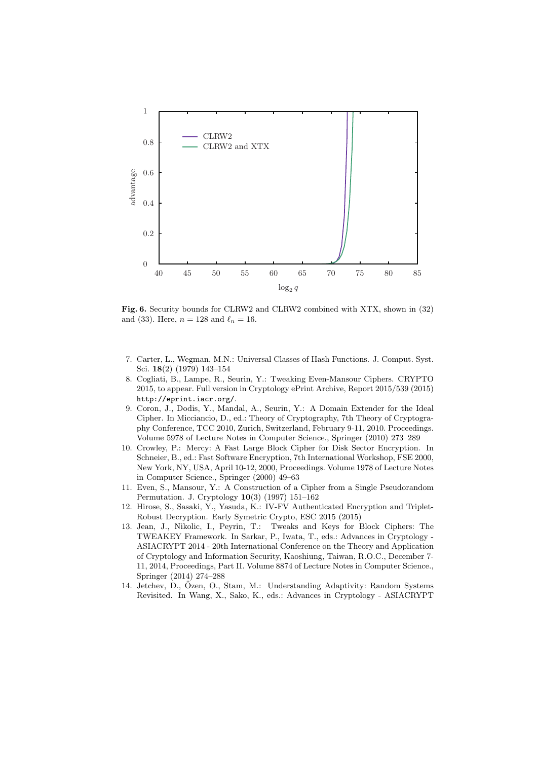**Fig. 6.** Security bounds for CLRW2 and CLRW2 combined with XTX, shown in (32) and (33). Here, $n = 128$ and $\ell_n = 16$.

7. Carter, L., Wegman, M.N.: Universal Classes of Hash Functions. J. Comput. Syst. Sci. **18**(2) (1979) 143–154
8. Cogliati, B., Lampe, R., Seurin, Y.: Tweaking Even-Mansour Ciphers. CRYPTO 2015, to appear. Full version in Cryptology ePrint Archive, Report 2015/539 (2015) `http://eprint.iacr.org/`.
9. Coron, J., Dodis, Y., Mandal, A., Seurin, Y.: A Domain Extender for the Ideal Cipher. In Micciancio, D., ed.: Theory of Cryptography, 7th Theory of Cryptography Conference, TCC 2010, Zurich, Switzerland, February 9-11, 2010. Proceedings. Volume 5978 of Lecture Notes in Computer Science., Springer (2010) 273–289
10. Crowley, P.: Mercy: A Fast Large Block Cipher for Disk Sector Encryption. In Schneier, B., ed.: Fast Software Encryption, 7th International Workshop, FSE 2000, New York, NY, USA, April 10-12, 2000, Proceedings. Volume 1978 of Lecture Notes in Computer Science., Springer (2000) 49–63
11. Even, S., Mansour, Y.: A Construction of a Cipher from a Single Pseudorandom Permutation. J. Cryptology **10**(3) (1997) 151–162
12. Hirose, S., Sasaki, Y., Yasuda, K.: IV-FV Authenticated Encryption and Triplet-Robust Decryption. Early Symetric Crypto, ESC 2015 (2015)
13. Jean, J., Nikolic, I., Peyrin, T.: Tweaks and Keys for Block Ciphers: The TWEAKEY Framework. In Sarkar, P., Iwata, T., eds.: Advances in Cryptology - ASIACRYPT 2014 - 20th International Conference on the Theory and Application of Cryptology and Information Security, Kaoshiung, Taiwan, R.O.C., December 7-11, 2014, Proceedings, Part II. Volume 8874 of Lecture Notes in Computer Science., Springer (2014) 274–288
14. Jetchev, D., Özen, O., Stam, M.: Understanding Adaptivity: Random Systems Revisited. In Wang, X., Sako, K., eds.: Advances in Cryptology - ASIACRYPT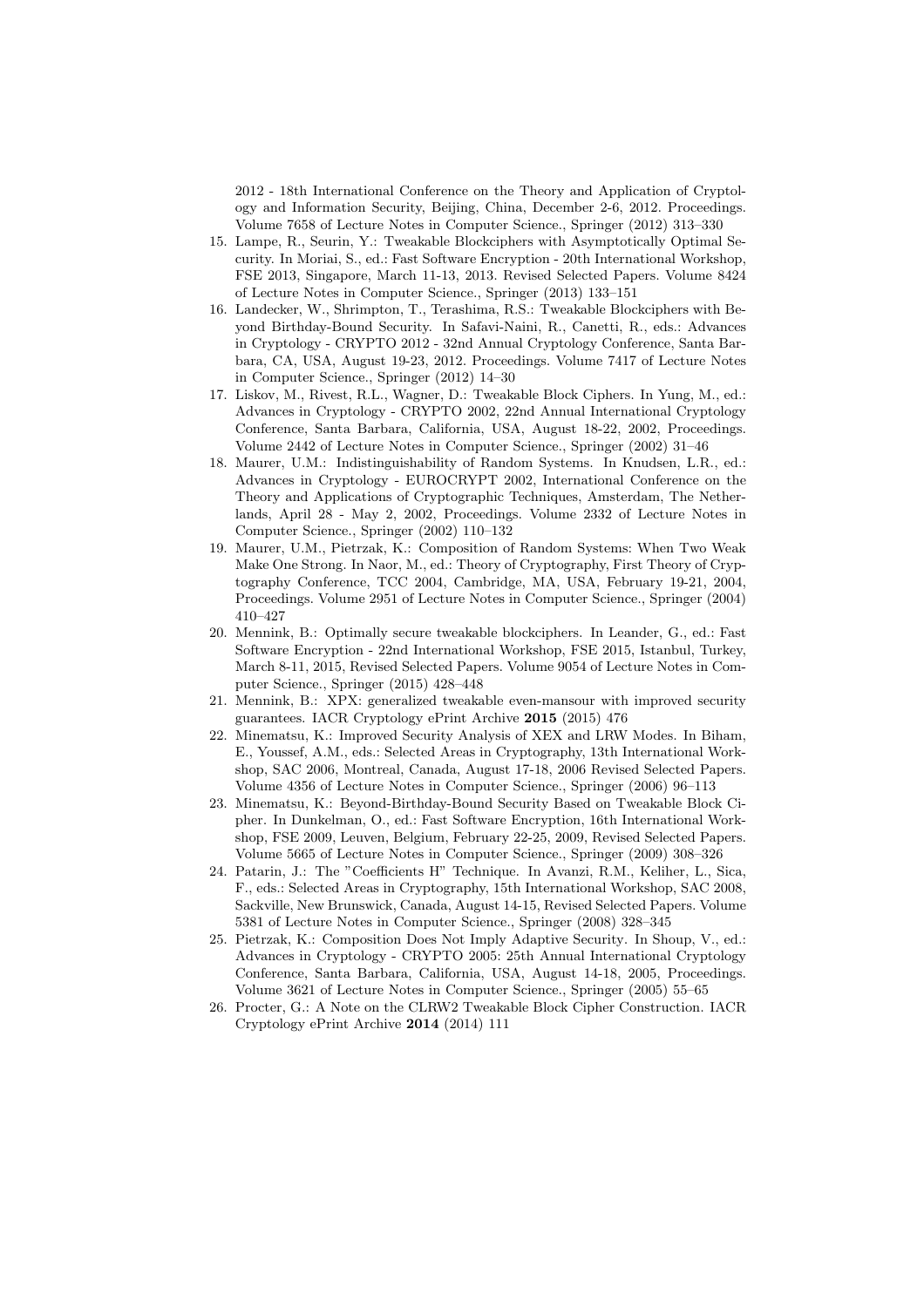2012 - 18th International Conference on the Theory and Application of Cryptology and Information Security, Beijing, China, December 2-6, 2012. Proceedings. Volume 7658 of Lecture Notes in Computer Science., Springer (2012) 313–330

15. Lampe, R., Seurin, Y.: Tweakable Blockciphers with Asymptotically Optimal Security. In Moriai, S., ed.: Fast Software Encryption - 20th International Workshop, FSE 2013, Singapore, March 11-13, 2013. Revised Selected Papers. Volume 8424 of Lecture Notes in Computer Science., Springer (2013) 133–151
16. Landecker, W., Shrimpton, T., Terashima, R.S.: Tweakable Blockciphers with Beyond Birthday-Bound Security. In Safavi-Naini, R., Canetti, R., eds.: Advances in Cryptology - CRYPTO 2012 - 32nd Annual Cryptology Conference, Santa Barbara, CA, USA, August 19-23, 2012. Proceedings. Volume 7417 of Lecture Notes in Computer Science., Springer (2012) 14–30
17. Liskov, M., Rivest, R.L., Wagner, D.: Tweakable Block Ciphers. In Yung, M., ed.: Advances in Cryptology - CRYPTO 2002, 22nd Annual International Cryptology Conference, Santa Barbara, California, USA, August 18-22, 2002, Proceedings. Volume 2442 of Lecture Notes in Computer Science., Springer (2002) 31–46
18. Maurer, U.M.: Indistinguishability of Random Systems. In Knudsen, L.R., ed.: Advances in Cryptology - EUROCRYPT 2002, International Conference on the Theory and Applications of Cryptographic Techniques, Amsterdam, The Netherlands, April 28 - May 2, 2002, Proceedings. Volume 2332 of Lecture Notes in Computer Science., Springer (2002) 110–132
19. Maurer, U.M., Pietrzak, K.: Composition of Random Systems: When Two Weak Make One Strong. In Naor, M., ed.: Theory of Cryptography, First Theory of Cryptography Conference, TCC 2004, Cambridge, MA, USA, February 19-21, 2004, Proceedings. Volume 2951 of Lecture Notes in Computer Science., Springer (2004) 410–427
20. Mennink, B.: Optimally secure tweakable blockciphers. In Leander, G., ed.: Fast Software Encryption - 22nd International Workshop, FSE 2015, Istanbul, Turkey, March 8-11, 2015, Revised Selected Papers. Volume 9054 of Lecture Notes in Computer Science., Springer (2015) 428–448
21. Mennink, B.: XPX: generalized tweakable even-mansour with improved security guarantees. IACR Cryptology ePrint Archive **2015** (2015) 476
22. Minematsu, K.: Improved Security Analysis of XEX and LRW Modes. In Biham, E., Youssef, A.M., eds.: Selected Areas in Cryptography, 13th International Workshop, SAC 2006, Montreal, Canada, August 17-18, 2006 Revised Selected Papers. Volume 4356 of Lecture Notes in Computer Science., Springer (2006) 96–113
23. Minematsu, K.: Beyond-Birthday-Bound Security Based on Tweakable Block Cipher. In Dunkelman, O., ed.: Fast Software Encryption, 16th International Workshop, FSE 2009, Leuven, Belgium, February 22-25, 2009, Revised Selected Papers. Volume 5665 of Lecture Notes in Computer Science., Springer (2009) 308–326
24. Patarin, J.: The "Coefficients H" Technique. In Avanzi, R.M., Keliher, L., Sica, F., eds.: Selected Areas in Cryptography, 15th International Workshop, SAC 2008, Sackville, New Brunswick, Canada, August 14-15, Revised Selected Papers. Volume 5381 of Lecture Notes in Computer Science., Springer (2008) 328–345
25. Pietrzak, K.: Composition Does Not Imply Adaptive Security. In Shoup, V., ed.: Advances in Cryptology - CRYPTO 2005: 25th Annual International Cryptology Conference, Santa Barbara, California, USA, August 14-18, 2005, Proceedings. Volume 3621 of Lecture Notes in Computer Science., Springer (2005) 55–65
26. Procter, G.: A Note on the CLRW2 Tweakable Block Cipher Construction. IACR Cryptology ePrint Archive **2014** (2014) 111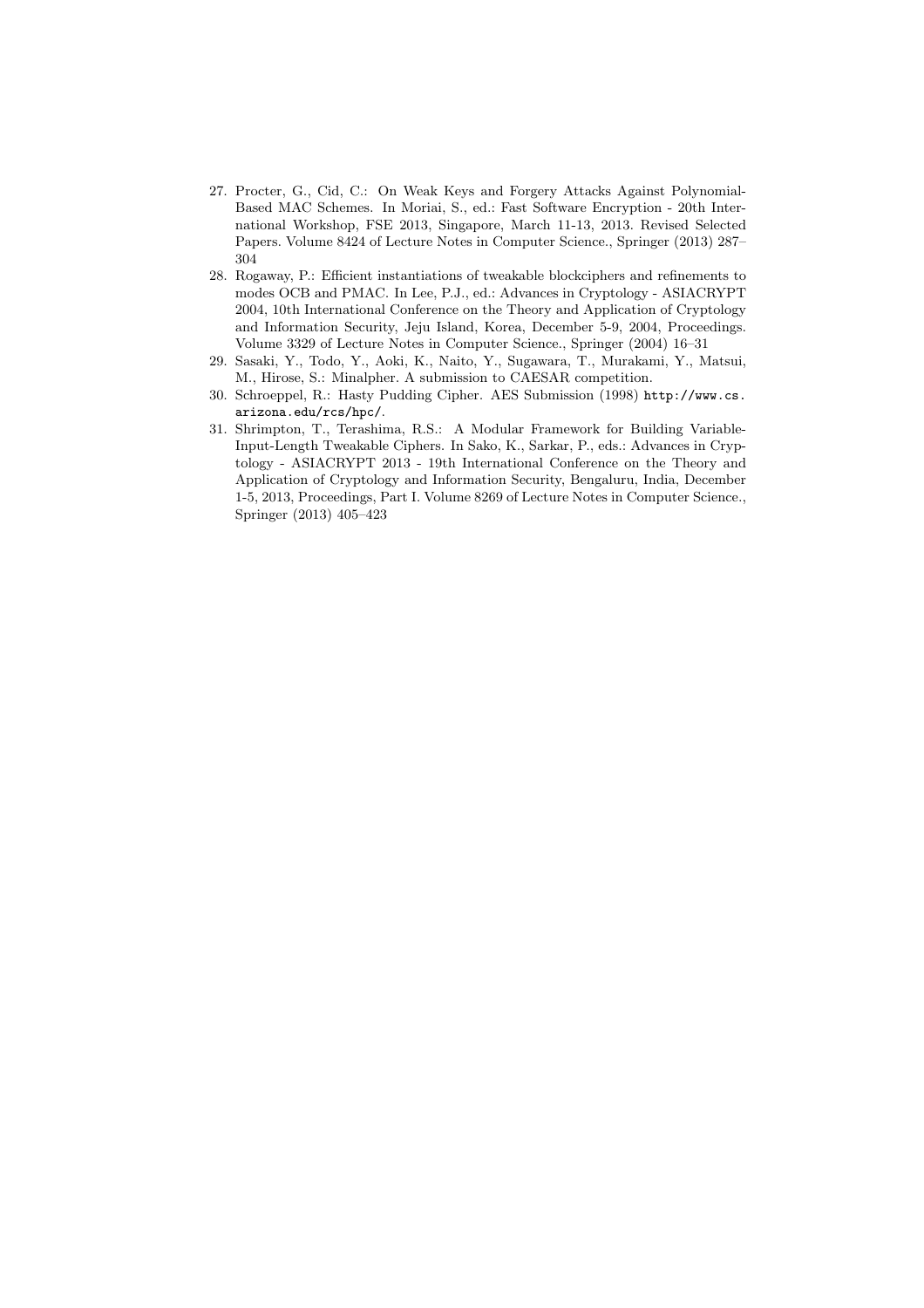27. Procter, G., Cid, C.: On Weak Keys and Forgery Attacks Against Polynomial-Based MAC Schemes. In Moriai, S., ed.: Fast Software Encryption - 20th International Workshop, FSE 2013, Singapore, March 11-13, 2013. Revised Selected Papers. Volume 8424 of Lecture Notes in Computer Science., Springer (2013) 287–304
28. Rogaway, P.: Efficient instantiations of tweakable blockciphers and refinements to modes OCB and PMAC. In Lee, P.J., ed.: Advances in Cryptology - ASIACRYPT 2004, 10th International Conference on the Theory and Application of Cryptology and Information Security, Jeju Island, Korea, December 5-9, 2004, Proceedings. Volume 3329 of Lecture Notes in Computer Science., Springer (2004) 16–31
29. Sasaki, Y., Todo, Y., Aoki, K., Naito, Y., Sugawara, T., Murakami, Y., Matsui, M., Hirose, S.: Minalpher. A submission to CAESAR competition.
30. Schroeppel, R.: Hasty Pudding Cipher. AES Submission (1998) `http://www.cs.arizona.edu/rcs/hpc/`.
31. Shrimpton, T., Terashima, R.S.: A Modular Framework for Building Variable-Input-Length Tweakable Ciphers. In Sako, K., Sarkar, P., eds.: Advances in Cryptology - ASIACRYPT 2013 - 19th International Conference on the Theory and Application of Cryptology and Information Security, Bengaluru, India, December 1-5, 2013, Proceedings, Part I. Volume 8269 of Lecture Notes in Computer Science., Springer (2013) 405–423